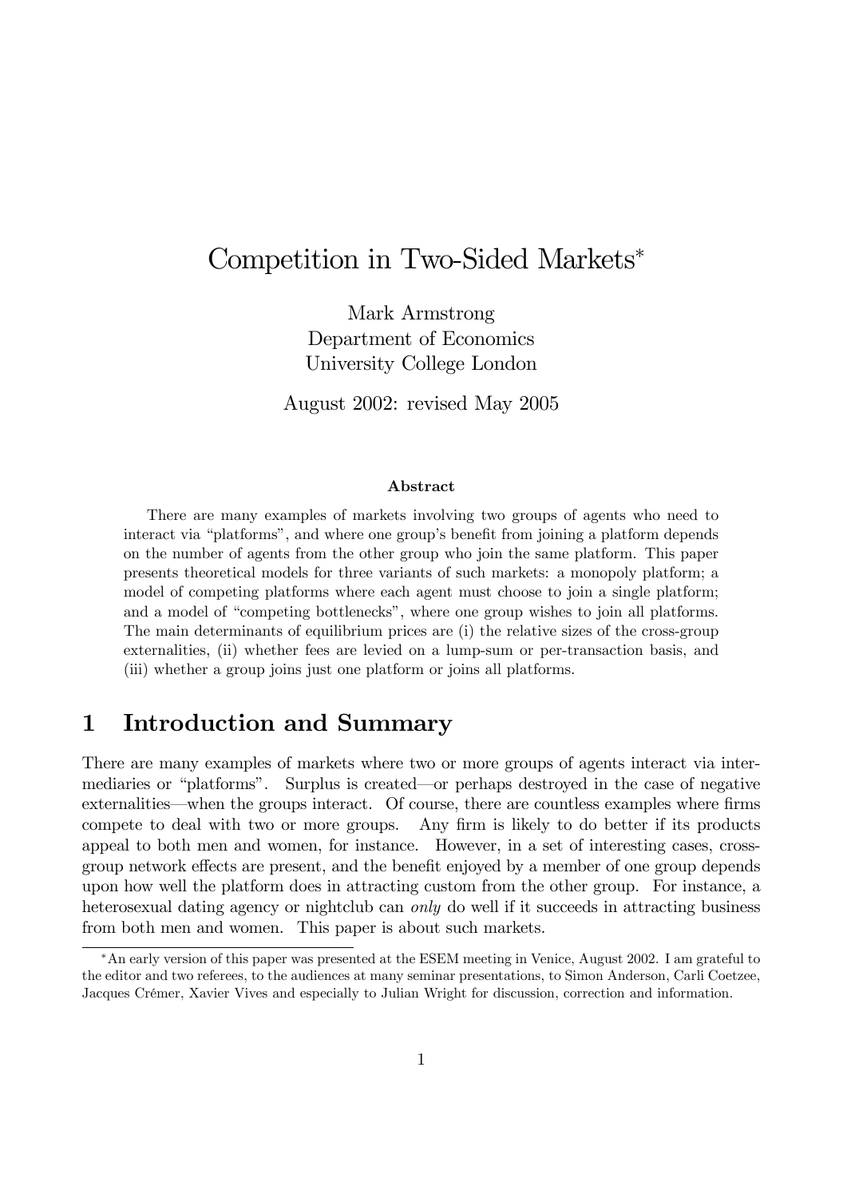# Competition in Two-Sided Markets*

Mark Armstrong
Department of Economics
University College London

August 2002: revised May 2005

### Abstract

There are many examples of markets involving two groups of agents who need to interact via "platforms", and where one group's benefit from joining a platform depends on the number of agents from the other group who join the same platform. This paper presents theoretical models for three variants of such markets: a monopoly platform; a model of competing platforms where each agent must choose to join a single platform; and a model of "competing bottlenecks", where one group wishes to join all platforms. The main determinants of equilibrium prices are (i) the relative sizes of the cross-group externalities, (ii) whether fees are levied on a lump-sum or per-transaction basis, and (iii) whether a group joins just one platform or joins all platforms.

## 1 Introduction and Summary

There are many examples of markets where two or more groups of agents interact via intermediaries or "platforms". Surplus is created—or perhaps destroyed in the case of negative externalities—when the groups interact. Of course, there are countless examples where firms compete to deal with two or more groups. Any firm is likely to do better if its products appeal to both men and women, for instance. However, in a set of interesting cases, cross-group network effects are present, and the benefit enjoyed by a member of one group depends upon how well the platform does in attracting custom from the other group. For instance, a heterosexual dating agency or nightclub can *only* do well if it succeeds in attracting business from both men and women. This paper is about such markets.

*An early version of this paper was presented at the ESEM meeting in Venice, August 2002. I am grateful to the editor and two referees, to the audiences at many seminar presentations, to Simon Anderson, Carli Coetzee, Jacques Crémer, Xavier Vives and especially to Julian Wright for discussion, correction and information.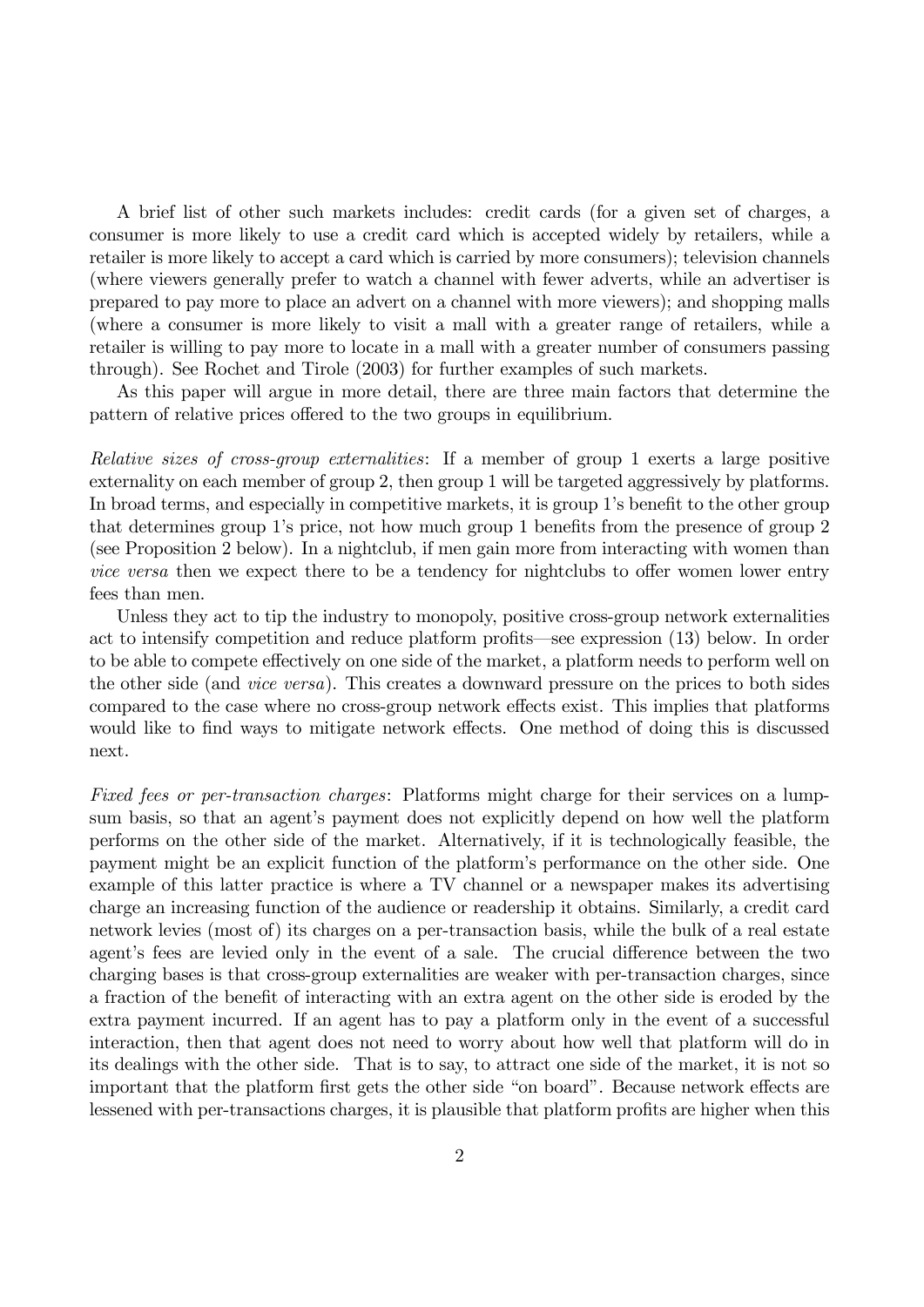A brief list of other such markets includes: credit cards (for a given set of charges, a consumer is more likely to use a credit card which is accepted widely by retailers, while a retailer is more likely to accept a card which is carried by more consumers); television channels (where viewers generally prefer to watch a channel with fewer adverts, while an advertiser is prepared to pay more to place an advert on a channel with more viewers); and shopping malls (where a consumer is more likely to visit a mall with a greater range of retailers, while a retailer is willing to pay more to locate in a mall with a greater number of consumers passing through). See Rochet and Tirole (2003) for further examples of such markets.

As this paper will argue in more detail, there are three main factors that determine the pattern of relative prices offered to the two groups in equilibrium.

*Relative sizes of cross-group externalities*: If a member of group 1 exerts a large positive externality on each member of group 2, then group 1 will be targeted aggressively by platforms. In broad terms, and especially in competitive markets, it is group 1's benefit to the other group that determines group 1's price, not how much group 1 benefits from the presence of group 2 (see Proposition 2 below). In a nightclub, if men gain more from interacting with women than *vice versa* then we expect there to be a tendency for nightclubs to offer women lower entry fees than men.

Unless they act to tip the industry to monopoly, positive cross-group network externalities act to intensify competition and reduce platform profits—see expression (13) below. In order to be able to compete effectively on one side of the market, a platform needs to perform well on the other side (and *vice versa*). This creates a downward pressure on the prices to both sides compared to the case where no cross-group network effects exist. This implies that platforms would like to find ways to mitigate network effects. One method of doing this is discussed next.

*Fixed fees or per-transaction charges*: Platforms might charge for their services on a lump-sum basis, so that an agent's payment does not explicitly depend on how well the platform performs on the other side of the market. Alternatively, if it is technologically feasible, the payment might be an explicit function of the platform's performance on the other side. One example of this latter practice is where a TV channel or a newspaper makes its advertising charge an increasing function of the audience or readership it obtains. Similarly, a credit card network levies (most of) its charges on a per-transaction basis, while the bulk of a real estate agent's fees are levied only in the event of a sale. The crucial difference between the two charging bases is that cross-group externalities are weaker with per-transaction charges, since a fraction of the benefit of interacting with an extra agent on the other side is eroded by the extra payment incurred. If an agent has to pay a platform only in the event of a successful interaction, then that agent does not need to worry about how well that platform will do in its dealings with the other side. That is to say, to attract one side of the market, it is not so important that the platform first gets the other side "on board". Because network effects are lessened with per-transactions charges, it is plausible that platform profits are higher when this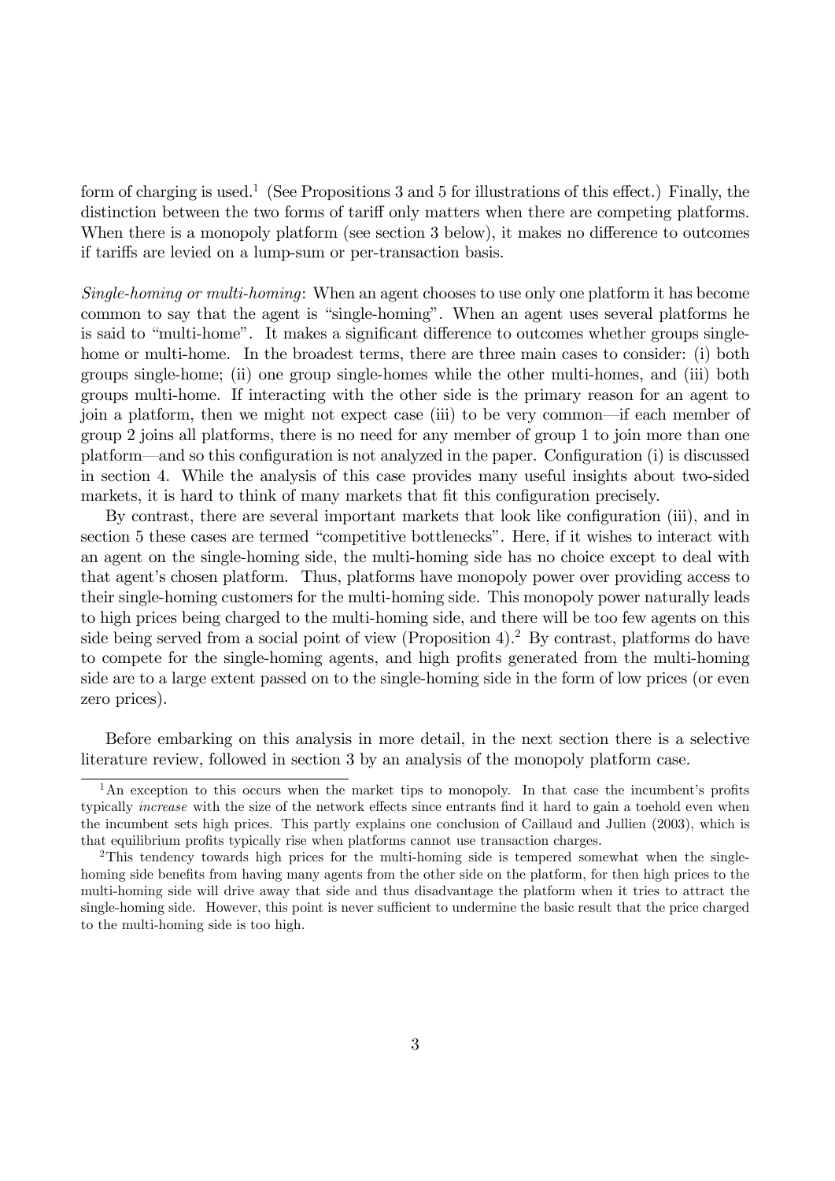form of charging is used.[1] (See Propositions 3 and 5 for illustrations of this effect.) Finally, the distinction between the two forms of tariff only matters when there are competing platforms. When there is a monopoly platform (see section 3 below), it makes no difference to outcomes if tariffs are levied on a lump-sum or per-transaction basis.

*Single-homing or multi-homing*: When an agent chooses to use only one platform it has become common to say that the agent is "single-homing". When an agent uses several platforms he is said to "multi-home". It makes a significant difference to outcomes whether groups single-home or multi-home. In the broadest terms, there are three main cases to consider: (i) both groups single-home; (ii) one group single-homes while the other multi-homes, and (iii) both groups multi-home. If interacting with the other side is the primary reason for an agent to join a platform, then we might not expect case (iii) to be very common—if each member of group 2 joins all platforms, there is no need for any member of group 1 to join more than one platform—and so this configuration is not analyzed in the paper. Configuration (i) is discussed in section 4. While the analysis of this case provides many useful insights about two-sided markets, it is hard to think of many markets that fit this configuration precisely.

By contrast, there are several important markets that look like configuration (iii), and in section 5 these cases are termed "competitive bottlenecks". Here, if it wishes to interact with an agent on the single-homing side, the multi-homing side has no choice except to deal with that agent's chosen platform. Thus, platforms have monopoly power over providing access to their single-homing customers for the multi-homing side. This monopoly power naturally leads to high prices being charged to the multi-homing side, and there will be too few agents on this side being served from a social point of view (Proposition 4).[2] By contrast, platforms do have to compete for the single-homing agents, and high profits generated from the multi-homing side are to a large extent passed on to the single-homing side in the form of low prices (or even zero prices).

Before embarking on this analysis in more detail, in the next section there is a selective literature review, followed in section 3 by an analysis of the monopoly platform case.

[1] An exception to this occurs when the market tips to monopoly. In that case the incumbent's profits typically *increase* with the size of the network effects since entrants find it hard to gain a toehold even when the incumbent sets high prices. This partly explains one conclusion of Caillaud and Jullien (2003), which is that equilibrium profits typically rise when platforms cannot use transaction charges.

[2] This tendency towards high prices for the multi-homing side is tempered somewhat when the single-homing side benefits from having many agents from the other side on the platform, for then high prices to the multi-homing side will drive away that side and thus disadvantage the platform when it tries to attract the single-homing side. However, this point is never sufficient to undermine the basic result that the price charged to the multi-homing side is too high.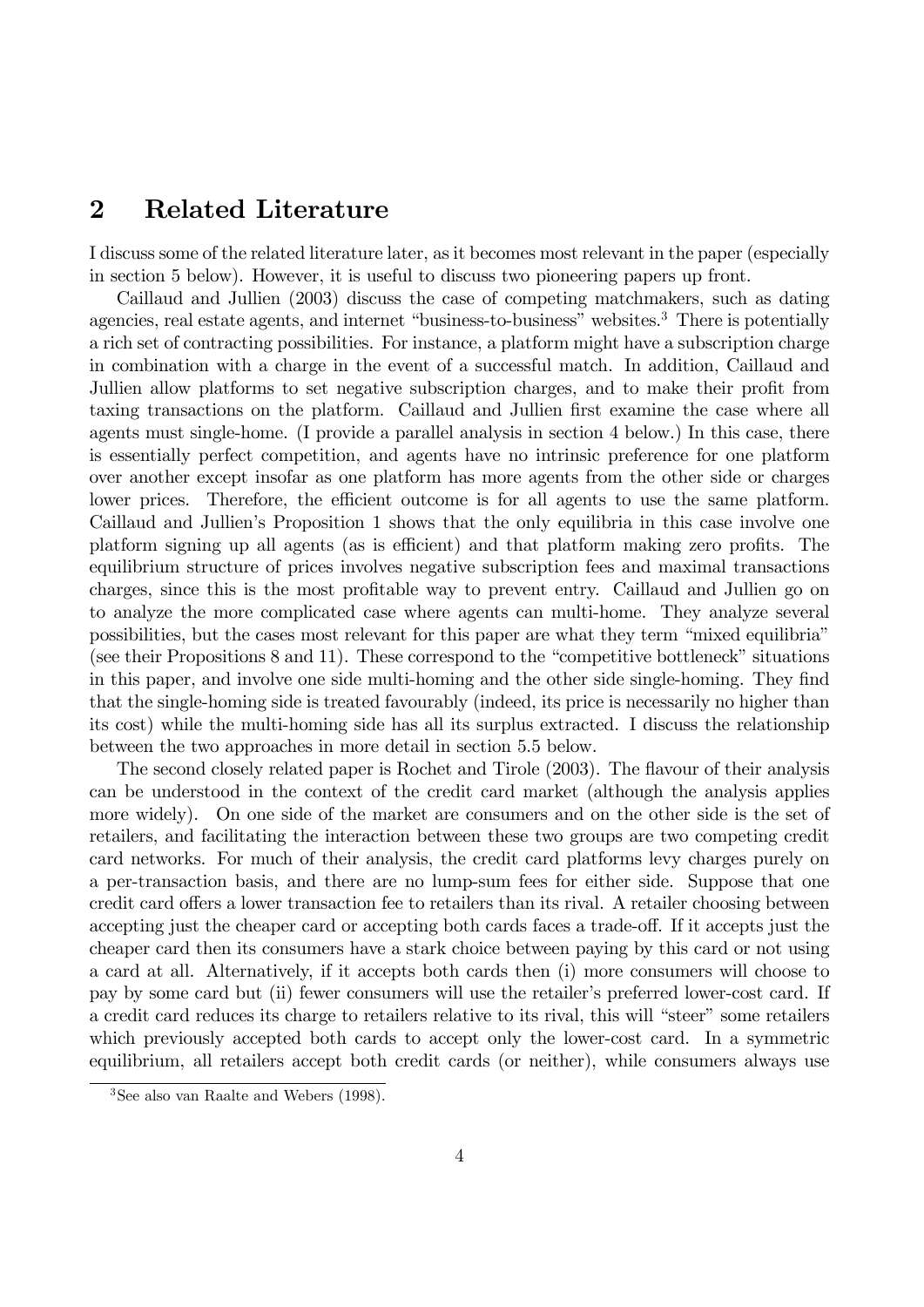## 2 Related Literature

I discuss some of the related literature later, as it becomes most relevant in the paper (especially in section 5 below). However, it is useful to discuss two pioneering papers up front.

Caillaud and Jullien (2003) discuss the case of competing matchmakers, such as dating agencies, real estate agents, and internet "business-to-business" websites.[3] There is potentially a rich set of contracting possibilities. For instance, a platform might have a subscription charge in combination with a charge in the event of a successful match. In addition, Caillaud and Jullien allow platforms to set negative subscription charges, and to make their profit from taxing transactions on the platform. Caillaud and Jullien first examine the case where all agents must single-home. (I provide a parallel analysis in section 4 below.) In this case, there is essentially perfect competition, and agents have no intrinsic preference for one platform over another except insofar as one platform has more agents from the other side or charges lower prices. Therefore, the efficient outcome is for all agents to use the same platform. Caillaud and Jullien's Proposition 1 shows that the only equilibria in this case involve one platform signing up all agents (as is efficient) and that platform making zero profits. The equilibrium structure of prices involves negative subscription fees and maximal transactions charges, since this is the most profitable way to prevent entry. Caillaud and Jullien go on to analyze the more complicated case where agents can multi-home. They analyze several possibilities, but the cases most relevant for this paper are what they term "mixed equilibria" (see their Propositions 8 and 11). These correspond to the "competitive bottleneck" situations in this paper, and involve one side multi-homing and the other side single-homing. They find that the single-homing side is treated favourably (indeed, its price is necessarily no higher than its cost) while the multi-homing side has all its surplus extracted. I discuss the relationship between the two approaches in more detail in section 5.5 below.

The second closely related paper is Rochet and Tirole (2003). The flavour of their analysis can be understood in the context of the credit card market (although the analysis applies more widely). On one side of the market are consumers and on the other side is the set of retailers, and facilitating the interaction between these two groups are two competing credit card networks. For much of their analysis, the credit card platforms levy charges purely on a per-transaction basis, and there are no lump-sum fees for either side. Suppose that one credit card offers a lower transaction fee to retailers than its rival. A retailer choosing between accepting just the cheaper card or accepting both cards faces a trade-off. If it accepts just the cheaper card then its consumers have a stark choice between paying by this card or not using a card at all. Alternatively, if it accepts both cards then (i) more consumers will choose to pay by some card but (ii) fewer consumers will use the retailer's preferred lower-cost card. If a credit card reduces its charge to retailers relative to its rival, this will "steer" some retailers which previously accepted both cards to accept only the lower-cost card. In a symmetric equilibrium, all retailers accept both credit cards (or neither), while consumers always use

[3] See also van Raalte and Webers (1998).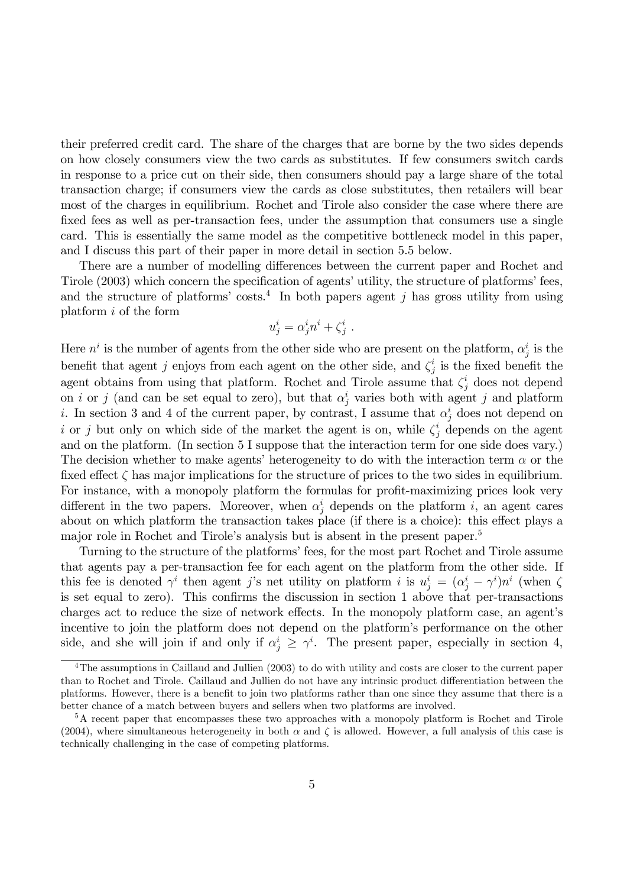their preferred credit card. The share of the charges that are borne by the two sides depends on how closely consumers view the two cards as substitutes. If few consumers switch cards in response to a price cut on their side, then consumers should pay a large share of the total transaction charge; if consumers view the cards as close substitutes, then retailers will bear most of the charges in equilibrium. Rochet and Tirole also consider the case where there are fixed fees as well as per-transaction fees, under the assumption that consumers use a single card. This is essentially the same model as the competitive bottleneck model in this paper, and I discuss this part of their paper in more detail in section 5.5 below.

There are a number of modelling differences between the current paper and Rochet and Tirole (2003) which concern the specification of agents' utility, the structure of platforms' fees, and the structure of platforms' costs.[4] In both papers agent $j$ has gross utility from using platform $i$ of the form

$$u_j^i = \alpha_j^i n^i + \zeta_j^i \ .$$

Here $n^i$ is the number of agents from the other side who are present on the platform, $\alpha_j^i$ is the benefit that agent $j$ enjoys from each agent on the other side, and $\zeta_j^i$ is the fixed benefit the agent obtains from using that platform. Rochet and Tirole assume that $\zeta_j^i$ does not depend on $i$ or $j$ (and can be set equal to zero), but that $\alpha_j^i$ varies both with agent $j$ and platform $i$. In section 3 and 4 of the current paper, by contrast, I assume that $\alpha_j^i$ does not depend on $i$ or $j$ but only on which side of the market the agent is on, while $\zeta_j^i$ depends on the agent and on the platform. (In section 5 I suppose that the interaction term for one side does vary.) The decision whether to make agents' heterogeneity to do with the interaction term $\alpha$ or the fixed effect $\zeta$ has major implications for the structure of prices to the two sides in equilibrium. For instance, with a monopoly platform the formulas for profit-maximizing prices look very different in the two papers. Moreover, when $\alpha_j^i$ depends on the platform $i$, an agent cares about on which platform the transaction takes place (if there is a choice): this effect plays a major role in Rochet and Tirole's analysis but is absent in the present paper.[5]

Turning to the structure of the platforms' fees, for the most part Rochet and Tirole assume that agents pay a per-transaction fee for each agent on the platform from the other side. If this fee is denoted $\gamma^i$ then agent $j$'s net utility on platform $i$ is $u_j^i = (\alpha_j^i - \gamma^i)n^i$ (when $\zeta$ is set equal to zero). This confirms the discussion in section 1 above that per-transactions charges act to reduce the size of network effects. In the monopoly platform case, an agent's incentive to join the platform does not depend on the platform's performance on the other side, and she will join if and only if $\alpha_j^i \geq \gamma^i$. The present paper, especially in section 4,

---

[4] The assumptions in Caillaud and Jullien (2003) to do with utility and costs are closer to the current paper than to Rochet and Tirole. Caillaud and Jullien do not have any intrinsic product differentiation between the platforms. However, there is a benefit to join two platforms rather than one since they assume that there is a better chance of a match between buyers and sellers when two platforms are involved.

[5] A recent paper that encompasses these two approaches with a monopoly platform is Rochet and Tirole (2004), where simultaneous heterogeneity in both $\alpha$ and $\zeta$ is allowed. However, a full analysis of this case is technically challenging in the case of competing platforms.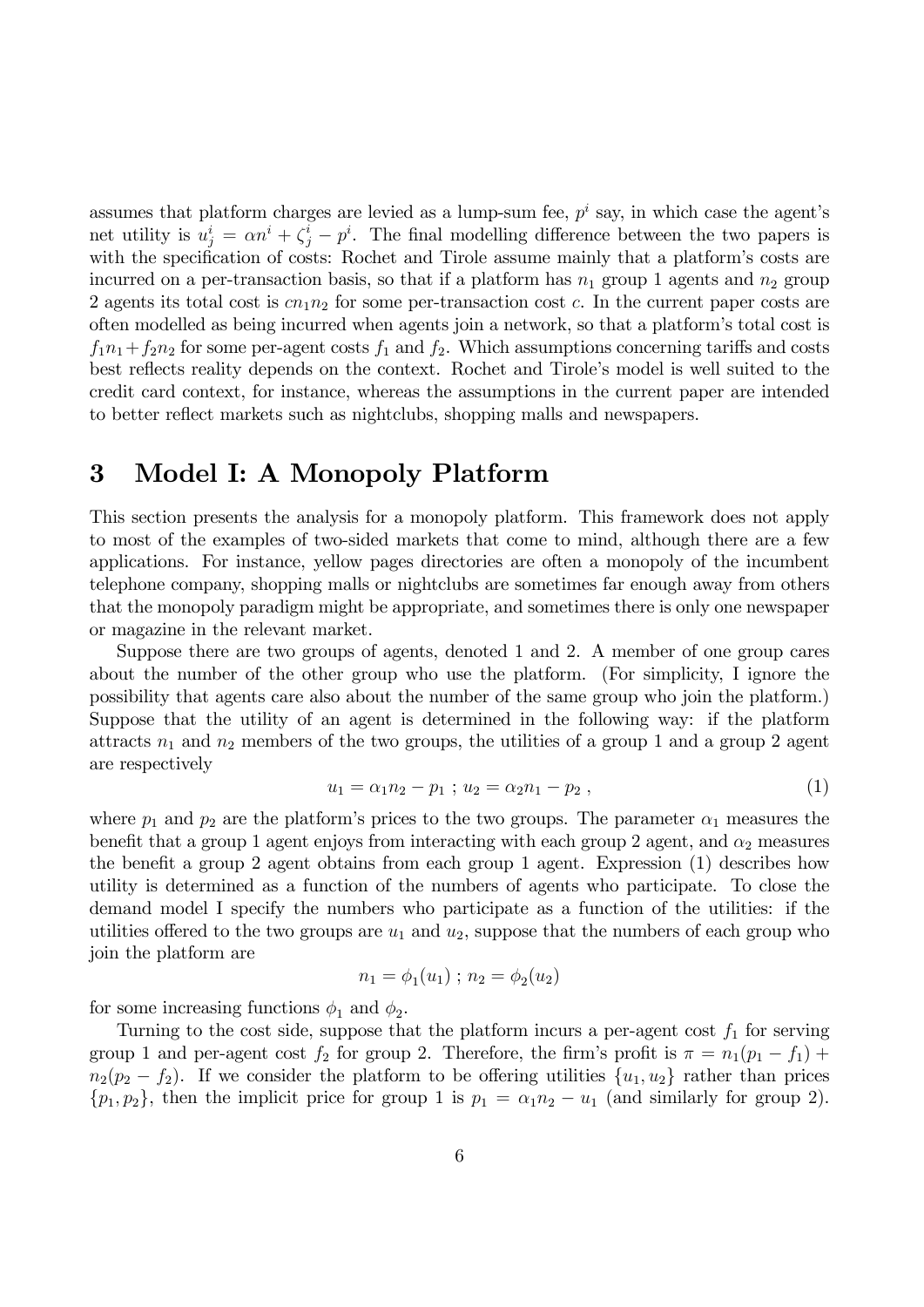assumes that platform charges are levied as a lump-sum fee, $p^i$ say, in which case the agent's net utility is $u_j^i = \alpha n^i + \zeta_j^i - p^i$. The final modelling difference between the two papers is with the specification of costs: Rochet and Tirole assume mainly that a platform's costs are incurred on a per-transaction basis, so that if a platform has $n_1$ group 1 agents and $n_2$ group 2 agents its total cost is $cn_1n_2$ for some per-transaction cost $c$. In the current paper costs are often modelled as being incurred when agents join a network, so that a platform's total cost is $f_1n_1 + f_2n_2$ for some per-agent costs $f_1$ and $f_2$. Which assumptions concerning tariffs and costs best reflects reality depends on the context. Rochet and Tirole's model is well suited to the credit card context, for instance, whereas the assumptions in the current paper are intended to better reflect markets such as nightclubs, shopping malls and newspapers.

# 3 Model I: A Monopoly Platform

This section presents the analysis for a monopoly platform. This framework does not apply to most of the examples of two-sided markets that come to mind, although there are a few applications. For instance, yellow pages directories are often a monopoly of the incumbent telephone company, shopping malls or nightclubs are sometimes far enough away from others that the monopoly paradigm might be appropriate, and sometimes there is only one newspaper or magazine in the relevant market.

Suppose there are two groups of agents, denoted 1 and 2. A member of one group cares about the number of the other group who use the platform. (For simplicity, I ignore the possibility that agents care also about the number of the same group who join the platform.) Suppose that the utility of an agent is determined in the following way: if the platform attracts $n_1$ and $n_2$ members of the two groups, the utilities of a group 1 and a group 2 agent are respectively

$$u_1 = \alpha_1 n_2 - p_1 \; ; \; u_2 = \alpha_2 n_1 - p_2 \; , \tag{1}$$

where $p_1$ and $p_2$ are the platform's prices to the two groups. The parameter $\alpha_1$ measures the benefit that a group 1 agent enjoys from interacting with each group 2 agent, and $\alpha_2$ measures the benefit a group 2 agent obtains from each group 1 agent. Expression (1) describes how utility is determined as a function of the numbers of agents who participate. To close the demand model I specify the numbers who participate as a function of the utilities: if the utilities offered to the two groups are $u_1$ and $u_2$, suppose that the numbers of each group who join the platform are

$$n_1 = \phi_1(u_1) \; ; \; n_2 = \phi_2(u_2)$$

for some increasing functions $\phi_1$ and $\phi_2$.

Turning to the cost side, suppose that the platform incurs a per-agent cost $f_1$ for serving group 1 and per-agent cost $f_2$ for group 2. Therefore, the firm's profit is $\pi = n_1(p_1 - f_1) + n_2(p_2 - f_2)$. If we consider the platform to be offering utilities $\{u_1, u_2\}$ rather than prices $\{p_1, p_2\}$, then the implicit price for group 1 is $p_1 = \alpha_1 n_2 - u_1$ (and similarly for group 2).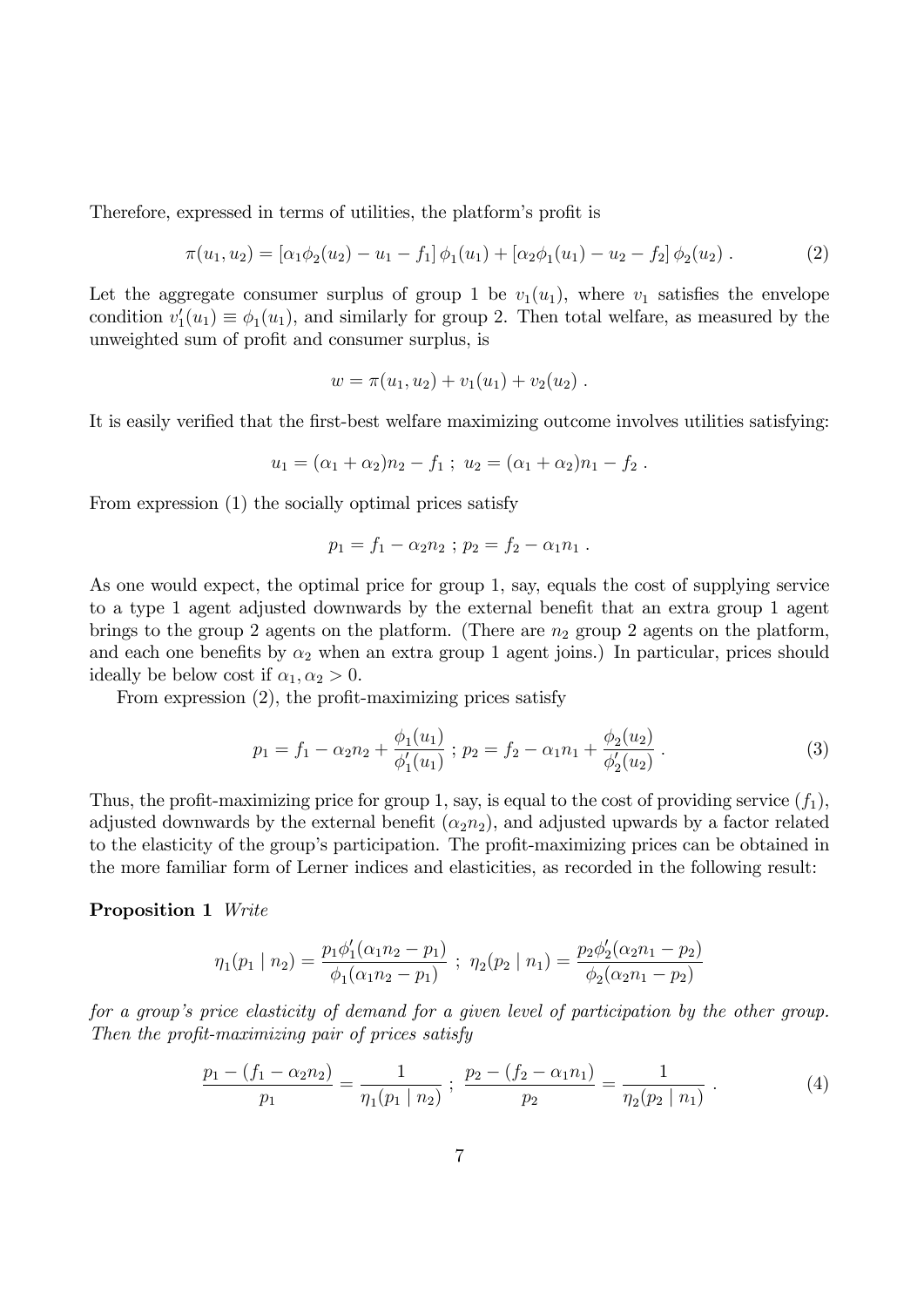Therefore, expressed in terms of utilities, the platform's profit is

$$\pi(u_1, u_2) = [\alpha_1 \phi_2(u_2) - u_1 - f_1]\, \phi_1(u_1) + [\alpha_2 \phi_1(u_1) - u_2 - f_2]\, \phi_2(u_2)\ . \tag{2}$$

Let the aggregate consumer surplus of group 1 be $v_1(u_1)$, where $v_1$ satisfies the envelope condition $v_1'(u_1) \equiv \phi_1(u_1)$, and similarly for group 2. Then total welfare, as measured by the unweighted sum of profit and consumer surplus, is

$$w = \pi(u_1, u_2) + v_1(u_1) + v_2(u_2)\ .$$

It is easily verified that the first-best welfare maximizing outcome involves utilities satisfying:

$$u_1 = (\alpha_1 + \alpha_2) n_2 - f_1\ ;\ u_2 = (\alpha_1 + \alpha_2) n_1 - f_2\ .$$

From expression (1) the socially optimal prices satisfy

$$p_1 = f_1 - \alpha_2 n_2\ ;\ p_2 = f_2 - \alpha_1 n_1\ .$$

As one would expect, the optimal price for group 1, say, equals the cost of supplying service to a type 1 agent adjusted downwards by the external benefit that an extra group 1 agent brings to the group 2 agents on the platform. (There are $n_2$ group 2 agents on the platform, and each one benefits by $\alpha_2$ when an extra group 1 agent joins.) In particular, prices should ideally be below cost if $\alpha_1, \alpha_2 > 0$.

From expression (2), the profit-maximizing prices satisfy

$$p_1 = f_1 - \alpha_2 n_2 + \frac{\phi_1(u_1)}{\phi_1'(u_1)}\ ;\ p_2 = f_2 - \alpha_1 n_1 + \frac{\phi_2(u_2)}{\phi_2'(u_2)}\ . \tag{3}$$

Thus, the profit-maximizing price for group 1, say, is equal to the cost of providing service ($f_1$), adjusted downwards by the external benefit ($\alpha_2 n_2$), and adjusted upwards by a factor related to the elasticity of the group's participation. The profit-maximizing prices can be obtained in the more familiar form of Lerner indices and elasticities, as recorded in the following result:

**Proposition 1** *Write*

$$\eta_1(p_1 \mid n_2) = \frac{p_1 \phi_1'(\alpha_1 n_2 - p_1)}{\phi_1(\alpha_1 n_2 - p_1)}\ ;\ \eta_2(p_2 \mid n_1) = \frac{p_2 \phi_2'(\alpha_2 n_1 - p_2)}{\phi_2(\alpha_2 n_1 - p_2)}$$

*for a group's price elasticity of demand for a given level of participation by the other group. Then the profit-maximizing pair of prices satisfy*

$$\frac{p_1 - (f_1 - \alpha_2 n_2)}{p_1} = \frac{1}{\eta_1(p_1 \mid n_2)}\ ;\ \frac{p_2 - (f_2 - \alpha_1 n_1)}{p_2} = \frac{1}{\eta_2(p_2 \mid n_1)}\ . \tag{4}$$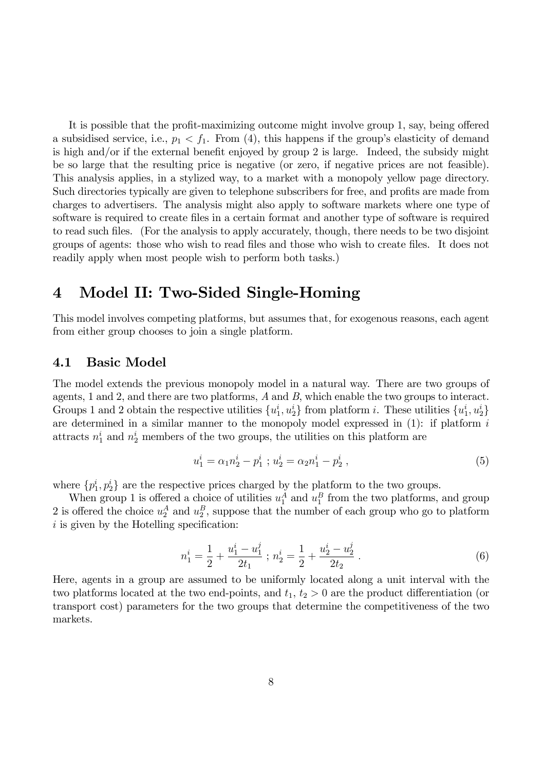It is possible that the profit-maximizing outcome might involve group 1, say, being offered a subsidised service, i.e., $p_1 < f_1$. From (4), this happens if the group's elasticity of demand is high and/or if the external benefit enjoyed by group 2 is large. Indeed, the subsidy might be so large that the resulting price is negative (or zero, if negative prices are not feasible). This analysis applies, in a stylized way, to a market with a monopoly yellow page directory. Such directories typically are given to telephone subscribers for free, and profits are made from charges to advertisers. The analysis might also apply to software markets where one type of software is required to create files in a certain format and another type of software is required to read such files. (For the analysis to apply accurately, though, there needs to be two disjoint groups of agents: those who wish to read files and those who wish to create files. It does not readily apply when most people wish to perform both tasks.)

# 4 Model II: Two-Sided Single-Homing

This model involves competing platforms, but assumes that, for exogenous reasons, each agent from either group chooses to join a single platform.

## 4.1 Basic Model

The model extends the previous monopoly model in a natural way. There are two groups of agents, 1 and 2, and there are two platforms, $A$ and $B$, which enable the two groups to interact. Groups 1 and 2 obtain the respective utilities $\{u_1^i, u_2^i\}$ from platform $i$. These utilities $\{u_1^i, u_2^i\}$ are determined in a similar manner to the monopoly model expressed in (1): if platform $i$ attracts $n_1^i$ and $n_2^i$ members of the two groups, the utilities on this platform are

$$u_1^i = \alpha_1 n_2^i - p_1^i \; ; \; u_2^i = \alpha_2 n_1^i - p_2^i \; , \tag{5}$$

where $\{p_1^i, p_2^i\}$ are the respective prices charged by the platform to the two groups.

When group 1 is offered a choice of utilities $u_1^A$ and $u_1^B$ from the two platforms, and group 2 is offered the choice $u_2^A$ and $u_2^B$, suppose that the number of each group who go to platform $i$ is given by the Hotelling specification:

$$n_1^i = \frac{1}{2} + \frac{u_1^i - u_1^j}{2t_1} \; ; \; n_2^i = \frac{1}{2} + \frac{u_2^i - u_2^j}{2t_2} \; . \tag{6}$$

Here, agents in a group are assumed to be uniformly located along a unit interval with the two platforms located at the two end-points, and $t_1$, $t_2 > 0$ are the product differentiation (or transport cost) parameters for the two groups that determine the competitiveness of the two markets.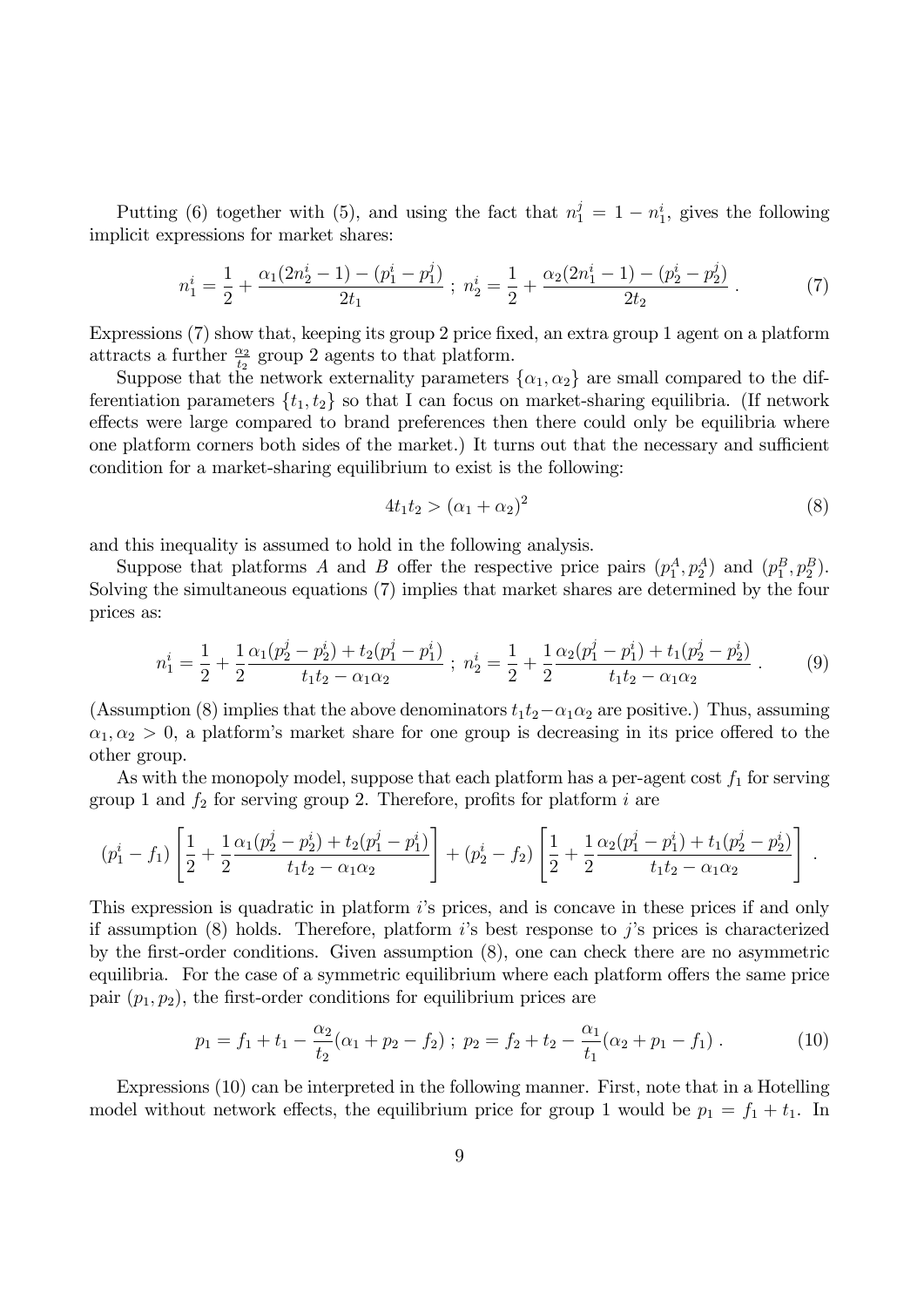Putting (6) together with (5), and using the fact that $n_1^j = 1 - n_1^i$, gives the following implicit expressions for market shares:

$$n_1^i = \frac{1}{2} + \frac{\alpha_1(2n_2^i - 1) - (p_1^i - p_1^j)}{2t_1} \ ; \ n_2^i = \frac{1}{2} + \frac{\alpha_2(2n_1^i - 1) - (p_2^i - p_2^j)}{2t_2} \ . \tag{7}$$

Expressions (7) show that, keeping its group 2 price fixed, an extra group 1 agent on a platform attracts a further $\frac{\alpha_2}{t_2}$ group 2 agents to that platform.

Suppose that the network externality parameters $\{\alpha_1, \alpha_2\}$ are small compared to the differentiation parameters $\{t_1, t_2\}$ so that I can focus on market-sharing equilibria. (If network effects were large compared to brand preferences then there could only be equilibria where one platform corners both sides of the market.) It turns out that the necessary and sufficient condition for a market-sharing equilibrium to exist is the following:

$$4t_1t_2 > (\alpha_1 + \alpha_2)^2 \tag{8}$$

and this inequality is assumed to hold in the following analysis.

Suppose that platforms $A$ and $B$ offer the respective price pairs $(p_1^A, p_2^A)$ and $(p_1^B, p_2^B)$. Solving the simultaneous equations (7) implies that market shares are determined by the four prices as:

$$n_1^i = \frac{1}{2} + \frac{1}{2}\frac{\alpha_1(p_2^j - p_2^i) + t_2(p_1^j - p_1^i)}{t_1t_2 - \alpha_1\alpha_2} \ ; \ n_2^i = \frac{1}{2} + \frac{1}{2}\frac{\alpha_2(p_1^j - p_1^i) + t_1(p_2^j - p_2^i)}{t_1t_2 - \alpha_1\alpha_2} \ . \tag{9}$$

(Assumption (8) implies that the above denominators $t_1t_2 - \alpha_1\alpha_2$ are positive.) Thus, assuming $\alpha_1, \alpha_2 > 0$, a platform's market share for one group is decreasing in its price offered to the other group.

As with the monopoly model, suppose that each platform has a per-agent cost $f_1$ for serving group 1 and $f_2$ for serving group 2. Therefore, profits for platform $i$ are

$$(p_1^i - f_1)\left[\frac{1}{2} + \frac{1}{2}\frac{\alpha_1(p_2^j - p_2^i) + t_2(p_1^j - p_1^i)}{t_1t_2 - \alpha_1\alpha_2}\right] + (p_2^i - f_2)\left[\frac{1}{2} + \frac{1}{2}\frac{\alpha_2(p_1^j - p_1^i) + t_1(p_2^j - p_2^i)}{t_1t_2 - \alpha_1\alpha_2}\right] \ .$$

This expression is quadratic in platform $i$'s prices, and is concave in these prices if and only if assumption (8) holds. Therefore, platform $i$'s best response to $j$'s prices is characterized by the first-order conditions. Given assumption (8), one can check there are no asymmetric equilibria. For the case of a symmetric equilibrium where each platform offers the same price pair $(p_1, p_2)$, the first-order conditions for equilibrium prices are

$$p_1 = f_1 + t_1 - \frac{\alpha_2}{t_2}(\alpha_1 + p_2 - f_2) \ ; \ p_2 = f_2 + t_2 - \frac{\alpha_1}{t_1}(\alpha_2 + p_1 - f_1) \ . \tag{10}$$

Expressions (10) can be interpreted in the following manner. First, note that in a Hotelling model without network effects, the equilibrium price for group 1 would be $p_1 = f_1 + t_1$. In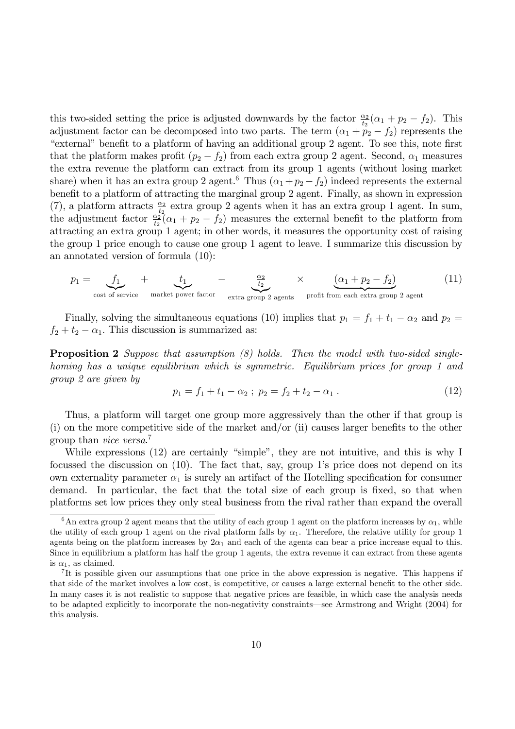this two-sided setting the price is adjusted downwards by the factor $\frac{\alpha_2}{t_2}(\alpha_1 + p_2 - f_2)$. This adjustment factor can be decomposed into two parts. The term $(\alpha_1 + p_2 - f_2)$ represents the "external" benefit to a platform of having an additional group 2 agent. To see this, note first that the platform makes profit $(p_2 - f_2)$ from each extra group 2 agent. Second, $\alpha_1$ measures the extra revenue the platform can extract from its group 1 agents (without losing market share) when it has an extra group 2 agent.[6] Thus $(\alpha_1 + p_2 - f_2)$ indeed represents the external benefit to a platform of attracting the marginal group 2 agent. Finally, as shown in expression (7), a platform attracts $\frac{\alpha_2}{t_2}$ extra group 2 agents when it has an extra group 1 agent. In sum, the adjustment factor $\frac{\alpha_2}{t_2}(\alpha_1 + p_2 - f_2)$ measures the external benefit to the platform from attracting an extra group 1 agent; in other words, it measures the opportunity cost of raising the group 1 price enough to cause one group 1 agent to leave. I summarize this discussion by an annotated version of formula (10):

$$p_1 = \underbrace{f_1}_{\text{cost of service}} + \underbrace{t_1}_{\text{market power factor}} - \underbrace{\frac{\alpha_2}{t_2}}_{\text{extra group 2 agents}} \times \underbrace{(\alpha_1 + p_2 - f_2)}_{\text{profit from each extra group 2 agent}} \tag{11}$$

Finally, solving the simultaneous equations (10) implies that $p_1 = f_1 + t_1 - \alpha_2$ and $p_2 = f_2 + t_2 - \alpha_1$. This discussion is summarized as:

**Proposition 2** *Suppose that assumption (8) holds. Then the model with two-sided single-homing has a unique equilibrium which is symmetric. Equilibrium prices for group 1 and group 2 are given by*

$$p_1 = f_1 + t_1 - \alpha_2 \; ; \; p_2 = f_2 + t_2 - \alpha_1 \; . \tag{12}$$

Thus, a platform will target one group more aggressively than the other if that group is (i) on the more competitive side of the market and/or (ii) causes larger benefits to the other group than *vice versa*.[7]

While expressions (12) are certainly "simple", they are not intuitive, and this is why I focussed the discussion on (10). The fact that, say, group 1's price does not depend on its own externality parameter $\alpha_1$ is surely an artifact of the Hotelling specification for consumer demand. In particular, the fact that the total size of each group is fixed, so that when platforms set low prices they only steal business from the rival rather than expand the overall

[6] An extra group 2 agent means that the utility of each group 1 agent on the platform increases by $\alpha_1$, while the utility of each group 1 agent on the rival platform falls by $\alpha_1$. Therefore, the relative utility for group 1 agents being on the platform increases by $2\alpha_1$ and each of the agents can bear a price increase equal to this. Since in equilibrium a platform has half the group 1 agents, the extra revenue it can extract from these agents is $\alpha_1$, as claimed.

[7] It is possible given our assumptions that one price in the above expression is negative. This happens if that side of the market involves a low cost, is competitive, or causes a large external benefit to the other side. In many cases it is not realistic to suppose that negative prices are feasible, in which case the analysis needs to be adapted explicitly to incorporate the non-negativity constraints—see Armstrong and Wright (2004) for this analysis.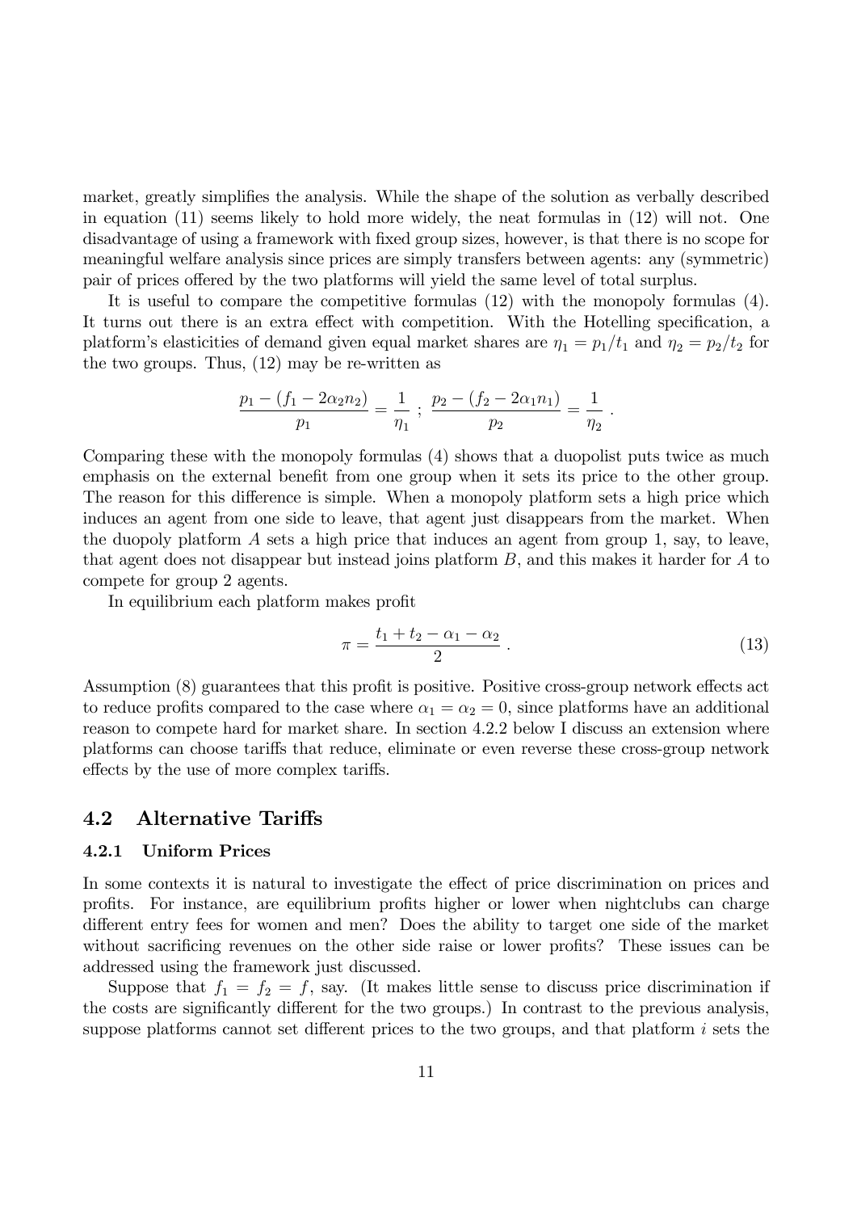market, greatly simplifies the analysis. While the shape of the solution as verbally described in equation (11) seems likely to hold more widely, the neat formulas in (12) will not. One disadvantage of using a framework with fixed group sizes, however, is that there is no scope for meaningful welfare analysis since prices are simply transfers between agents: any (symmetric) pair of prices offered by the two platforms will yield the same level of total surplus.

It is useful to compare the competitive formulas (12) with the monopoly formulas (4). It turns out there is an extra effect with competition. With the Hotelling specification, a platform's elasticities of demand given equal market shares are $\eta_1 = p_1/t_1$ and $\eta_2 = p_2/t_2$ for the two groups. Thus, (12) may be re-written as

$$\frac{p_1 - (f_1 - 2\alpha_2 n_2)}{p_1} = \frac{1}{\eta_1} \; ; \; \frac{p_2 - (f_2 - 2\alpha_1 n_1)}{p_2} = \frac{1}{\eta_2} \; .$$

Comparing these with the monopoly formulas (4) shows that a duopolist puts twice as much emphasis on the external benefit from one group when it sets its price to the other group. The reason for this difference is simple. When a monopoly platform sets a high price which induces an agent from one side to leave, that agent just disappears from the market. When the duopoly platform $A$ sets a high price that induces an agent from group 1, say, to leave, that agent does not disappear but instead joins platform $B$, and this makes it harder for $A$ to compete for group 2 agents.

In equilibrium each platform makes profit

$$\pi = \frac{t_1 + t_2 - \alpha_1 - \alpha_2}{2} \; . \tag{13}$$

Assumption (8) guarantees that this profit is positive. Positive cross-group network effects act to reduce profits compared to the case where $\alpha_1 = \alpha_2 = 0$, since platforms have an additional reason to compete hard for market share. In section 4.2.2 below I discuss an extension where platforms can choose tariffs that reduce, eliminate or even reverse these cross-group network effects by the use of more complex tariffs.

## 4.2 Alternative Tariffs

### 4.2.1 Uniform Prices

In some contexts it is natural to investigate the effect of price discrimination on prices and profits. For instance, are equilibrium profits higher or lower when nightclubs can charge different entry fees for women and men? Does the ability to target one side of the market without sacrificing revenues on the other side raise or lower profits? These issues can be addressed using the framework just discussed.

Suppose that $f_1 = f_2 = f$, say. (It makes little sense to discuss price discrimination if the costs are significantly different for the two groups.) In contrast to the previous analysis, suppose platforms cannot set different prices to the two groups, and that platform $i$ sets the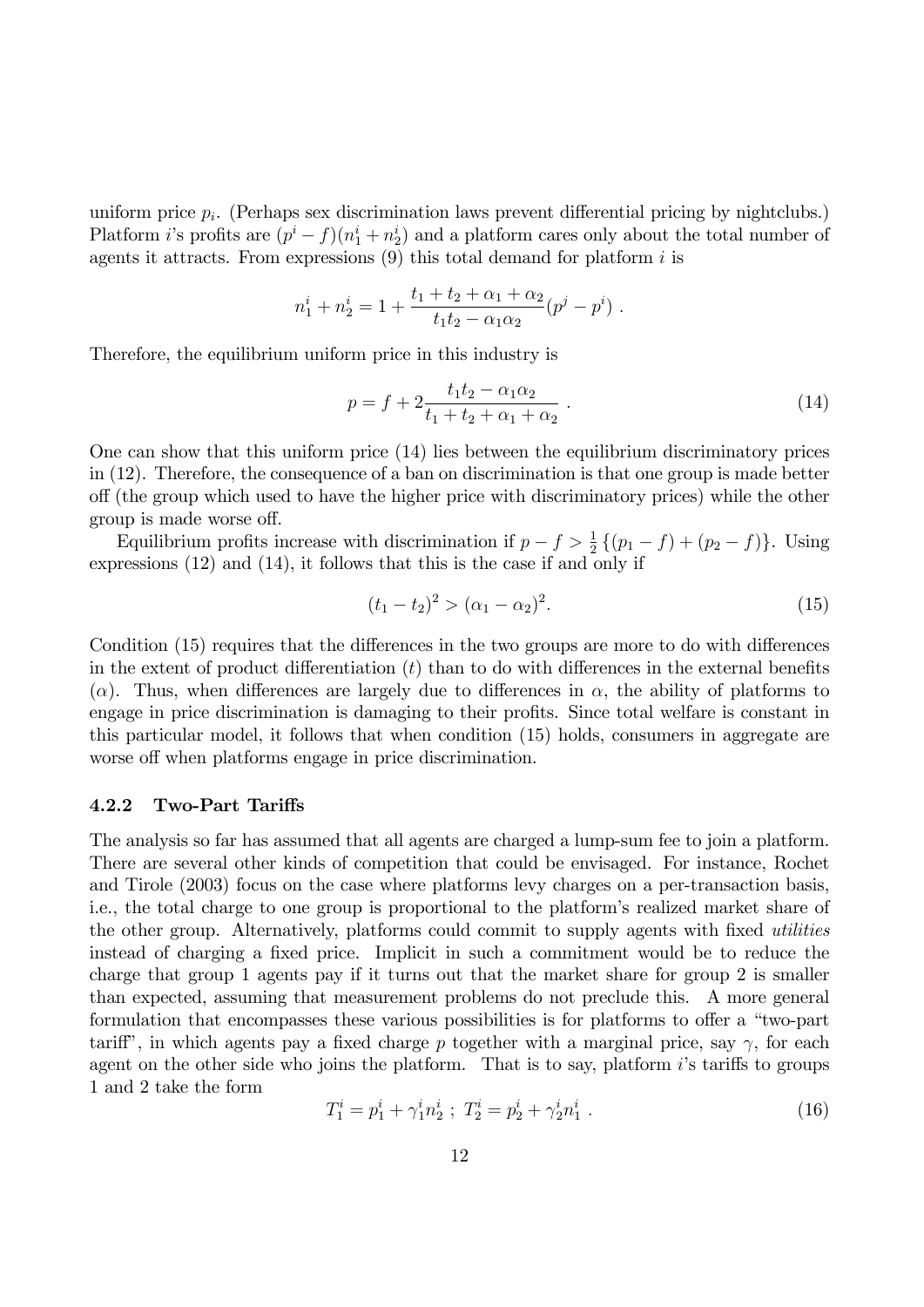uniform price $p_i$. (Perhaps sex discrimination laws prevent differential pricing by nightclubs.) Platform $i$'s profits are $(p^i - f)(n_1^i + n_2^i)$ and a platform cares only about the total number of agents it attracts. From expressions (9) this total demand for platform $i$ is

$$n_1^i + n_2^i = 1 + \frac{t_1 + t_2 + \alpha_1 + \alpha_2}{t_1 t_2 - \alpha_1 \alpha_2}(p^j - p^i) \ .$$

Therefore, the equilibrium uniform price in this industry is

$$p = f + 2\frac{t_1 t_2 - \alpha_1 \alpha_2}{t_1 + t_2 + \alpha_1 + \alpha_2} \ . \tag{14}$$

One can show that this uniform price (14) lies between the equilibrium discriminatory prices in (12). Therefore, the consequence of a ban on discrimination is that one group is made better off (the group which used to have the higher price with discriminatory prices) while the other group is made worse off.

Equilibrium profits increase with discrimination if $p - f > \frac{1}{2}\{(p_1 - f) + (p_2 - f)\}$. Using expressions (12) and (14), it follows that this is the case if and only if

$$(t_1 - t_2)^2 > (\alpha_1 - \alpha_2)^2. \tag{15}$$

Condition (15) requires that the differences in the two groups are more to do with differences in the extent of product differentiation ($t$) than to do with differences in the external benefits ($\alpha$). Thus, when differences are largely due to differences in $\alpha$, the ability of platforms to engage in price discrimination is damaging to their profits. Since total welfare is constant in this particular model, it follows that when condition (15) holds, consumers in aggregate are worse off when platforms engage in price discrimination.

### 4.2.2 Two-Part Tariffs

The analysis so far has assumed that all agents are charged a lump-sum fee to join a platform. There are several other kinds of competition that could be envisaged. For instance, Rochet and Tirole (2003) focus on the case where platforms levy charges on a per-transaction basis, i.e., the total charge to one group is proportional to the platform's realized market share of the other group. Alternatively, platforms could commit to supply agents with fixed *utilities* instead of charging a fixed price. Implicit in such a commitment would be to reduce the charge that group 1 agents pay if it turns out that the market share for group 2 is smaller than expected, assuming that measurement problems do not preclude this. A more general formulation that encompasses these various possibilities is for platforms to offer a "two-part tariff", in which agents pay a fixed charge $p$ together with a marginal price, say $\gamma$, for each agent on the other side who joins the platform. That is to say, platform $i$'s tariffs to groups 1 and 2 take the form

$$T_1^i = p_1^i + \gamma_1^i n_2^i \ ; \ T_2^i = p_2^i + \gamma_2^i n_1^i \ . \tag{16}$$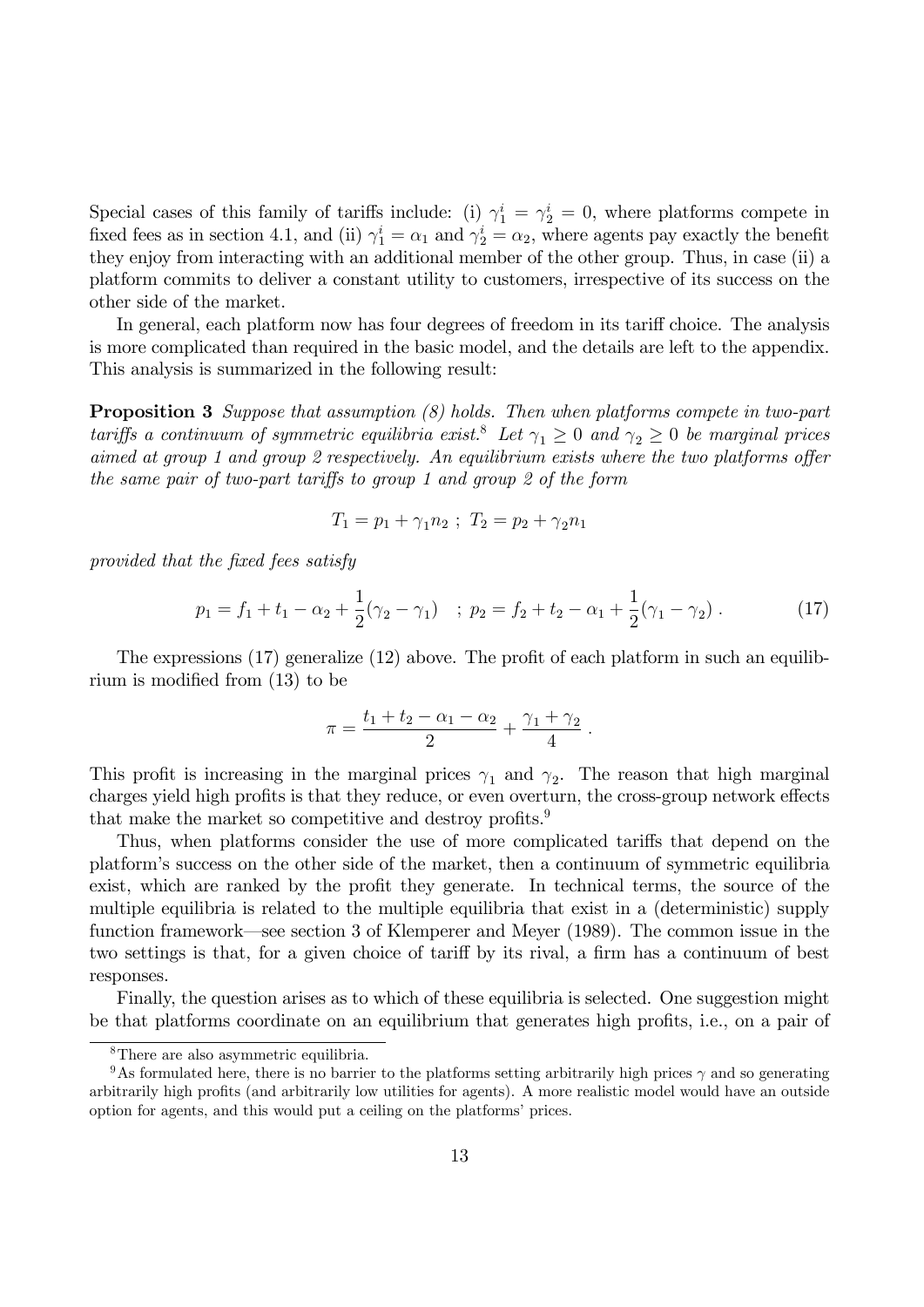Special cases of this family of tariffs include: (i) $\gamma_1^i = \gamma_2^i = 0$, where platforms compete in fixed fees as in section 4.1, and (ii) $\gamma_1^i = \alpha_1$ and $\gamma_2^i = \alpha_2$, where agents pay exactly the benefit they enjoy from interacting with an additional member of the other group. Thus, in case (ii) a platform commits to deliver a constant utility to customers, irrespective of its success on the other side of the market.

In general, each platform now has four degrees of freedom in its tariff choice. The analysis is more complicated than required in the basic model, and the details are left to the appendix. This analysis is summarized in the following result:

**Proposition 3** *Suppose that assumption (8) holds. Then when platforms compete in two-part tariffs a continuum of symmetric equilibria exist.*[8] *Let $\gamma_1 \geq 0$ and $\gamma_2 \geq 0$ be marginal prices aimed at group 1 and group 2 respectively. An equilibrium exists where the two platforms offer the same pair of two-part tariffs to group 1 and group 2 of the form*

$$T_1 = p_1 + \gamma_1 n_2 \ ; \ T_2 = p_2 + \gamma_2 n_1$$

*provided that the fixed fees satisfy*

$$p_1 = f_1 + t_1 - \alpha_2 + \frac{1}{2}(\gamma_2 - \gamma_1) \quad ; \ p_2 = f_2 + t_2 - \alpha_1 + \frac{1}{2}(\gamma_1 - \gamma_2) \, . \tag{17}$$

The expressions (17) generalize (12) above. The profit of each platform in such an equilibrium is modified from (13) to be

$$\pi = \frac{t_1 + t_2 - \alpha_1 - \alpha_2}{2} + \frac{\gamma_1 + \gamma_2}{4} \, .$$

This profit is increasing in the marginal prices $\gamma_1$ and $\gamma_2$. The reason that high marginal charges yield high profits is that they reduce, or even overturn, the cross-group network effects that make the market so competitive and destroy profits.[9]

Thus, when platforms consider the use of more complicated tariffs that depend on the platform's success on the other side of the market, then a continuum of symmetric equilibria exist, which are ranked by the profit they generate. In technical terms, the source of the multiple equilibria is related to the multiple equilibria that exist in a (deterministic) supply function framework—see section 3 of Klemperer and Meyer (1989). The common issue in the two settings is that, for a given choice of tariff by its rival, a firm has a continuum of best responses.

Finally, the question arises as to which of these equilibria is selected. One suggestion might be that platforms coordinate on an equilibrium that generates high profits, i.e., on a pair of

[8] There are also asymmetric equilibria.

[9] As formulated here, there is no barrier to the platforms setting arbitrarily high prices $\gamma$ and so generating arbitrarily high profits (and arbitrarily low utilities for agents). A more realistic model would have an outside option for agents, and this would put a ceiling on the platforms' prices.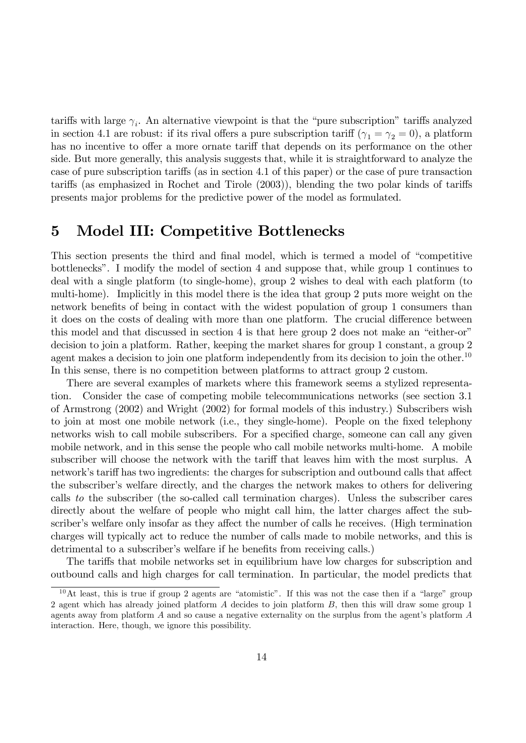tariffs with large $\gamma_i$. An alternative viewpoint is that the "pure subscription" tariffs analyzed in section 4.1 are robust: if its rival offers a pure subscription tariff ($\gamma_1 = \gamma_2 = 0$), a platform has no incentive to offer a more ornate tariff that depends on its performance on the other side. But more generally, this analysis suggests that, while it is straightforward to analyze the case of pure subscription tariffs (as in section 4.1 of this paper) or the case of pure transaction tariffs (as emphasized in Rochet and Tirole (2003)), blending the two polar kinds of tariffs presents major problems for the predictive power of the model as formulated.

# 5 Model III: Competitive Bottlenecks

This section presents the third and final model, which is termed a model of "competitive bottlenecks". I modify the model of section 4 and suppose that, while group 1 continues to deal with a single platform (to single-home), group 2 wishes to deal with each platform (to multi-home). Implicitly in this model there is the idea that group 2 puts more weight on the network benefits of being in contact with the widest population of group 1 consumers than it does on the costs of dealing with more than one platform. The crucial difference between this model and that discussed in section 4 is that here group 2 does not make an "either-or" decision to join a platform. Rather, keeping the market shares for group 1 constant, a group 2 agent makes a decision to join one platform independently from its decision to join the other.[10] In this sense, there is no competition between platforms to attract group 2 custom.

There are several examples of markets where this framework seems a stylized representation. Consider the case of competing mobile telecommunications networks (see section 3.1 of Armstrong (2002) and Wright (2002) for formal models of this industry.) Subscribers wish to join at most one mobile network (i.e., they single-home). People on the fixed telephony networks wish to call mobile subscribers. For a specified charge, someone can call any given mobile network, and in this sense the people who call mobile networks multi-home. A mobile subscriber will choose the network with the tariff that leaves him with the most surplus. A network's tariff has two ingredients: the charges for subscription and outbound calls that affect the subscriber's welfare directly, and the charges the network makes to others for delivering calls *to* the subscriber (the so-called call termination charges). Unless the subscriber cares directly about the welfare of people who might call him, the latter charges affect the subscriber's welfare only insofar as they affect the number of calls he receives. (High termination charges will typically act to reduce the number of calls made to mobile networks, and this is detrimental to a subscriber's welfare if he benefits from receiving calls.)

The tariffs that mobile networks set in equilibrium have low charges for subscription and outbound calls and high charges for call termination. In particular, the model predicts that

[10] At least, this is true if group 2 agents are "atomistic". If this was not the case then if a "large" group 2 agent which has already joined platform $A$ decides to join platform $B$, then this will draw some group 1 agents away from platform $A$ and so cause a negative externality on the surplus from the agent's platform $A$ interaction. Here, though, we ignore this possibility.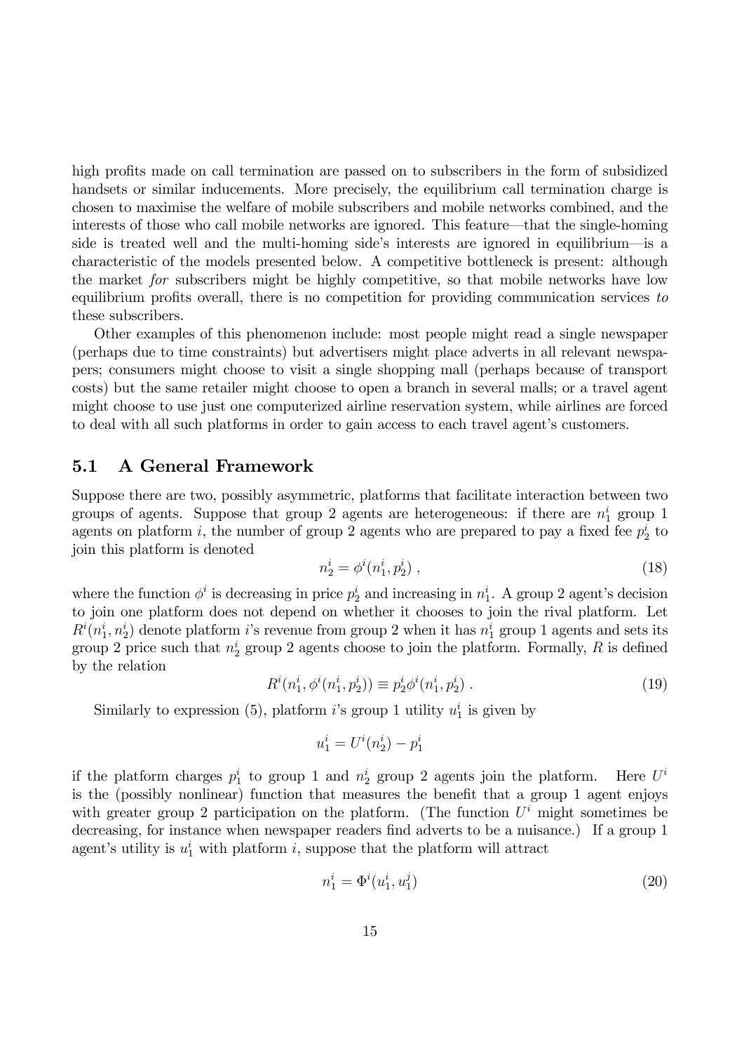high profits made on call termination are passed on to subscribers in the form of subsidized handsets or similar inducements. More precisely, the equilibrium call termination charge is chosen to maximise the welfare of mobile subscribers and mobile networks combined, and the interests of those who call mobile networks are ignored. This feature—that the single-homing side is treated well and the multi-homing side's interests are ignored in equilibrium—is a characteristic of the models presented below. A competitive bottleneck is present: although the market *for* subscribers might be highly competitive, so that mobile networks have low equilibrium profits overall, there is no competition for providing communication services *to* these subscribers.

Other examples of this phenomenon include: most people might read a single newspaper (perhaps due to time constraints) but advertisers might place adverts in all relevant newspapers; consumers might choose to visit a single shopping mall (perhaps because of transport costs) but the same retailer might choose to open a branch in several malls; or a travel agent might choose to use just one computerized airline reservation system, while airlines are forced to deal with all such platforms in order to gain access to each travel agent's customers.

## 5.1 A General Framework

Suppose there are two, possibly asymmetric, platforms that facilitate interaction between two groups of agents. Suppose that group 2 agents are heterogeneous: if there are $n_1^i$ group 1 agents on platform $i$, the number of group 2 agents who are prepared to pay a fixed fee $p_2^i$ to join this platform is denoted

$$n_2^i = \phi^i(n_1^i, p_2^i) \ , \tag{18}$$

where the function $\phi^i$ is decreasing in price $p_2^i$ and increasing in $n_1^i$. A group 2 agent's decision to join one platform does not depend on whether it chooses to join the rival platform. Let $R^i(n_1^i, n_2^i)$ denote platform $i$'s revenue from group 2 when it has $n_1^i$ group 1 agents and sets its group 2 price such that $n_2^i$ group 2 agents choose to join the platform. Formally, $R$ is defined by the relation

$$R^i(n_1^i, \phi^i(n_1^i, p_2^i)) \equiv p_2^i \phi^i(n_1^i, p_2^i) \ . \tag{19}$$

Similarly to expression (5), platform $i$'s group 1 utility $u_1^i$ is given by

$$u_1^i = U^i(n_2^i) - p_1^i$$

if the platform charges $p_1^i$ to group 1 and $n_2^i$ group 2 agents join the platform. Here $U^i$ is the (possibly nonlinear) function that measures the benefit that a group 1 agent enjoys with greater group 2 participation on the platform. (The function $U^i$ might sometimes be decreasing, for instance when newspaper readers find adverts to be a nuisance.) If a group 1 agent's utility is $u_1^i$ with platform $i$, suppose that the platform will attract

$$n_1^i = \Phi^i(u_1^i, u_1^j) \tag{20}$$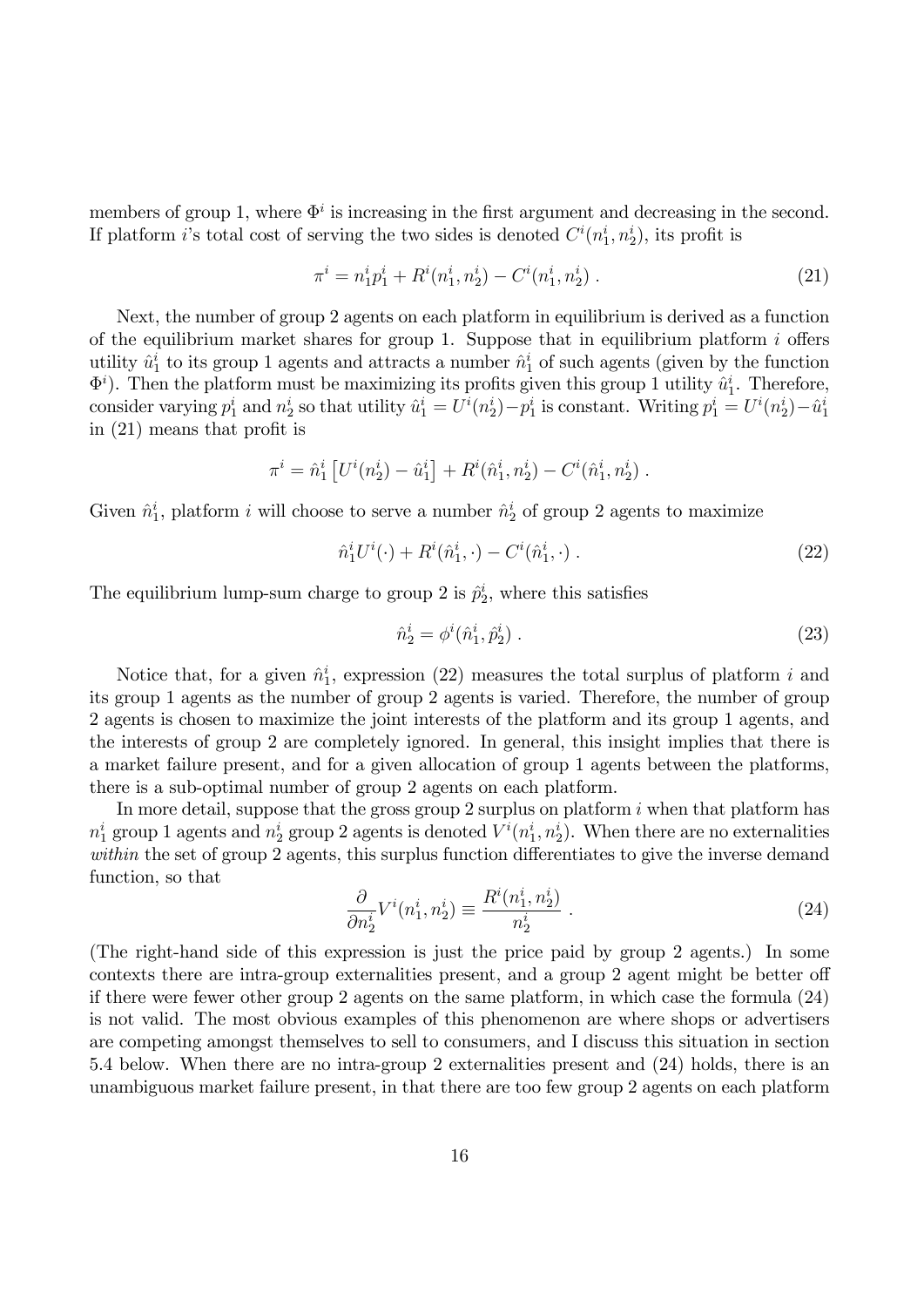members of group 1, where $\Phi^i$ is increasing in the first argument and decreasing in the second. If platform $i$'s total cost of serving the two sides is denoted $C^i(n_1^i, n_2^i)$, its profit is

$$\pi^i = n_1^i p_1^i + R^i(n_1^i, n_2^i) - C^i(n_1^i, n_2^i) \; . \tag{21}$$

Next, the number of group 2 agents on each platform in equilibrium is derived as a function of the equilibrium market shares for group 1. Suppose that in equilibrium platform $i$ offers utility $\hat{u}_1^i$ to its group 1 agents and attracts a number $\hat{n}_1^i$ of such agents (given by the function $\Phi^i$). Then the platform must be maximizing its profits given this group 1 utility $\hat{u}_1^i$. Therefore, consider varying $p_1^i$ and $n_2^i$ so that utility $\hat{u}_1^i = U^i(n_2^i) - p_1^i$ is constant. Writing $p_1^i = U^i(n_2^i) - \hat{u}_1^i$ in (21) means that profit is

$$\pi^i = \hat{n}_1^i \left[ U^i(n_2^i) - \hat{u}_1^i \right] + R^i(\hat{n}_1^i, n_2^i) - C^i(\hat{n}_1^i, n_2^i) \; .$$

Given $\hat{n}_1^i$, platform $i$ will choose to serve a number $\hat{n}_2^i$ of group 2 agents to maximize

$$\hat{n}_1^i U^i(\cdot) + R^i(\hat{n}_1^i, \cdot) - C^i(\hat{n}_1^i, \cdot) \; . \tag{22}$$

The equilibrium lump-sum charge to group 2 is $\hat{p}_2^i$, where this satisfies

$$\hat{n}_2^i = \phi^i(\hat{n}_1^i, \hat{p}_2^i) \; . \tag{23}$$

Notice that, for a given $\hat{n}_1^i$, expression (22) measures the total surplus of platform $i$ and its group 1 agents as the number of group 2 agents is varied. Therefore, the number of group 2 agents is chosen to maximize the joint interests of the platform and its group 1 agents, and the interests of group 2 are completely ignored. In general, this insight implies that there is a market failure present, and for a given allocation of group 1 agents between the platforms, there is a sub-optimal number of group 2 agents on each platform.

In more detail, suppose that the gross group 2 surplus on platform $i$ when that platform has $n_1^i$ group 1 agents and $n_2^i$ group 2 agents is denoted $V^i(n_1^i, n_2^i)$. When there are no externalities *within* the set of group 2 agents, this surplus function differentiates to give the inverse demand function, so that

$$\frac{\partial}{\partial n_2^i} V^i(n_1^i, n_2^i) \equiv \frac{R^i(n_1^i, n_2^i)}{n_2^i} \; . \tag{24}$$

(The right-hand side of this expression is just the price paid by group 2 agents.) In some contexts there are intra-group externalities present, and a group 2 agent might be better off if there were fewer other group 2 agents on the same platform, in which case the formula (24) is not valid. The most obvious examples of this phenomenon are where shops or advertisers are competing amongst themselves to sell to consumers, and I discuss this situation in section 5.4 below. When there are no intra-group 2 externalities present and (24) holds, there is an unambiguous market failure present, in that there are too few group 2 agents on each platform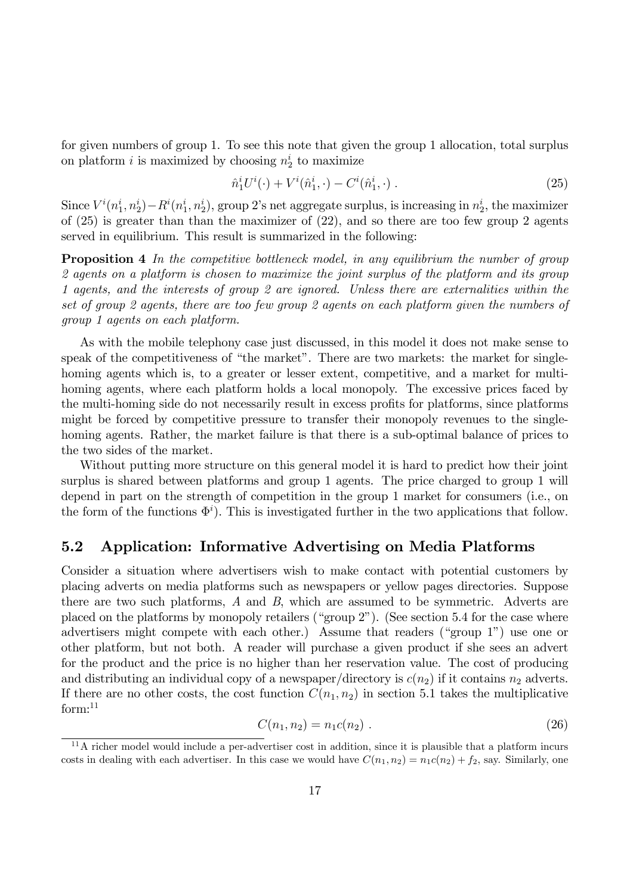for given numbers of group 1. To see this note that given the group 1 allocation, total surplus on platform $i$ is maximized by choosing $n_2^i$ to maximize

$$\hat{n}_1^i U^i(\cdot) + V^i(\hat{n}_1^i, \cdot) - C^i(\hat{n}_1^i, \cdot) \; . \tag{25}$$

Since $V^i(n_1^i, n_2^i) - R^i(n_1^i, n_2^i)$, group 2's net aggregate surplus, is increasing in $n_2^i$, the maximizer of (25) is greater than than the maximizer of (22), and so there are too few group 2 agents served in equilibrium. This result is summarized in the following:

**Proposition 4** *In the competitive bottleneck model, in any equilibrium the number of group 2 agents on a platform is chosen to maximize the joint surplus of the platform and its group 1 agents, and the interests of group 2 are ignored. Unless there are externalities within the set of group 2 agents, there are too few group 2 agents on each platform given the numbers of group 1 agents on each platform.*

As with the mobile telephony case just discussed, in this model it does not make sense to speak of the competitiveness of "the market". There are two markets: the market for single-homing agents which is, to a greater or lesser extent, competitive, and a market for multi-homing agents, where each platform holds a local monopoly. The excessive prices faced by the multi-homing side do not necessarily result in excess profits for platforms, since platforms might be forced by competitive pressure to transfer their monopoly revenues to the single-homing agents. Rather, the market failure is that there is a sub-optimal balance of prices to the two sides of the market.

Without putting more structure on this general model it is hard to predict how their joint surplus is shared between platforms and group 1 agents. The price charged to group 1 will depend in part on the strength of competition in the group 1 market for consumers (i.e., on the form of the functions $\Phi^i$). This is investigated further in the two applications that follow.

## 5.2 Application: Informative Advertising on Media Platforms

Consider a situation where advertisers wish to make contact with potential customers by placing adverts on media platforms such as newspapers or yellow pages directories. Suppose there are two such platforms, $A$ and $B$, which are assumed to be symmetric. Adverts are placed on the platforms by monopoly retailers ("group 2"). (See section 5.4 for the case where advertisers might compete with each other.) Assume that readers ("group 1") use one or other platform, but not both. A reader will purchase a given product if she sees an advert for the product and the price is no higher than her reservation value. The cost of producing and distributing an individual copy of a newspaper/directory is $c(n_2)$ if it contains $n_2$ adverts. If there are no other costs, the cost function $C(n_1, n_2)$ in section 5.1 takes the multiplicative form:[11]

$$C(n_1, n_2) = n_1 c(n_2) \; . \tag{26}$$

[11] A richer model would include a per-advertiser cost in addition, since it is plausible that a platform incurs costs in dealing with each advertiser. In this case we would have $C(n_1, n_2) = n_1 c(n_2) + f_2$, say. Similarly, one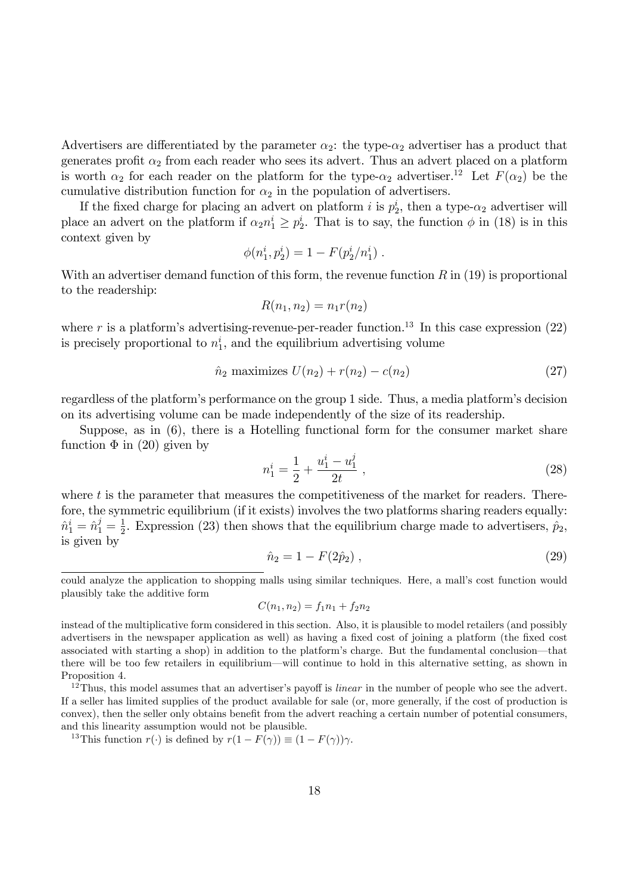Advertisers are differentiated by the parameter $\alpha_2$: the type-$\alpha_2$ advertiser has a product that generates profit $\alpha_2$ from each reader who sees its advert. Thus an advert placed on a platform is worth $\alpha_2$ for each reader on the platform for the type-$\alpha_2$ advertiser.[12] Let $F(\alpha_2)$ be the cumulative distribution function for $\alpha_2$ in the population of advertisers.

If the fixed charge for placing an advert on platform $i$ is $p_2^i$, then a type-$\alpha_2$ advertiser will place an advert on the platform if $\alpha_2 n_1^i \geq p_2^i$. That is to say, the function $\phi$ in (18) is in this context given by

$$\phi(n_1^i, p_2^i) = 1 - F(p_2^i / n_1^i) \ .$$

With an advertiser demand function of this form, the revenue function $R$ in (19) is proportional to the readership:

$$R(n_1, n_2) = n_1 r(n_2)$$

where $r$ is a platform's advertising-revenue-per-reader function.[13] In this case expression (22) is precisely proportional to $n_1^i$, and the equilibrium advertising volume

$$\hat{n}_2 \text{ maximizes } U(n_2) + r(n_2) - c(n_2) \tag{27}$$

regardless of the platform's performance on the group 1 side. Thus, a media platform's decision on its advertising volume can be made independently of the size of its readership.

Suppose, as in (6), there is a Hotelling functional form for the consumer market share function $\Phi$ in (20) given by

$$n_1^i = \frac{1}{2} + \frac{u_1^i - u_1^j}{2t} \ , \tag{28}$$

where $t$ is the parameter that measures the competitiveness of the market for readers. Therefore, the symmetric equilibrium (if it exists) involves the two platforms sharing readers equally: $\hat{n}_1^i = \hat{n}_1^j = \frac{1}{2}$. Expression (23) then shows that the equilibrium charge made to advertisers, $\hat{p}_2$, is given by

$$\hat{n}_2 = 1 - F(2\hat{p}_2) \ , \tag{29}$$

---

could analyze the application to shopping malls using similar techniques. Here, a mall's cost function would plausibly take the additive form

$$C(n_1, n_2) = f_1 n_1 + f_2 n_2$$

instead of the multiplicative form considered in this section. Also, it is plausible to model retailers (and possibly advertisers in the newspaper application as well) as having a fixed cost of joining a platform (the fixed cost associated with starting a shop) in addition to the platform's charge. But the fundamental conclusion—that there will be too few retailers in equilibrium—will continue to hold in this alternative setting, as shown in Proposition 4.

[12] Thus, this model assumes that an advertiser's payoff is *linear* in the number of people who see the advert. If a seller has limited supplies of the product available for sale (or, more generally, if the cost of production is convex), then the seller only obtains benefit from the advert reaching a certain number of potential consumers, and this linearity assumption would not be plausible.

[13] This function $r(\cdot)$ is defined by $r(1 - F(\gamma)) \equiv (1 - F(\gamma))\gamma$.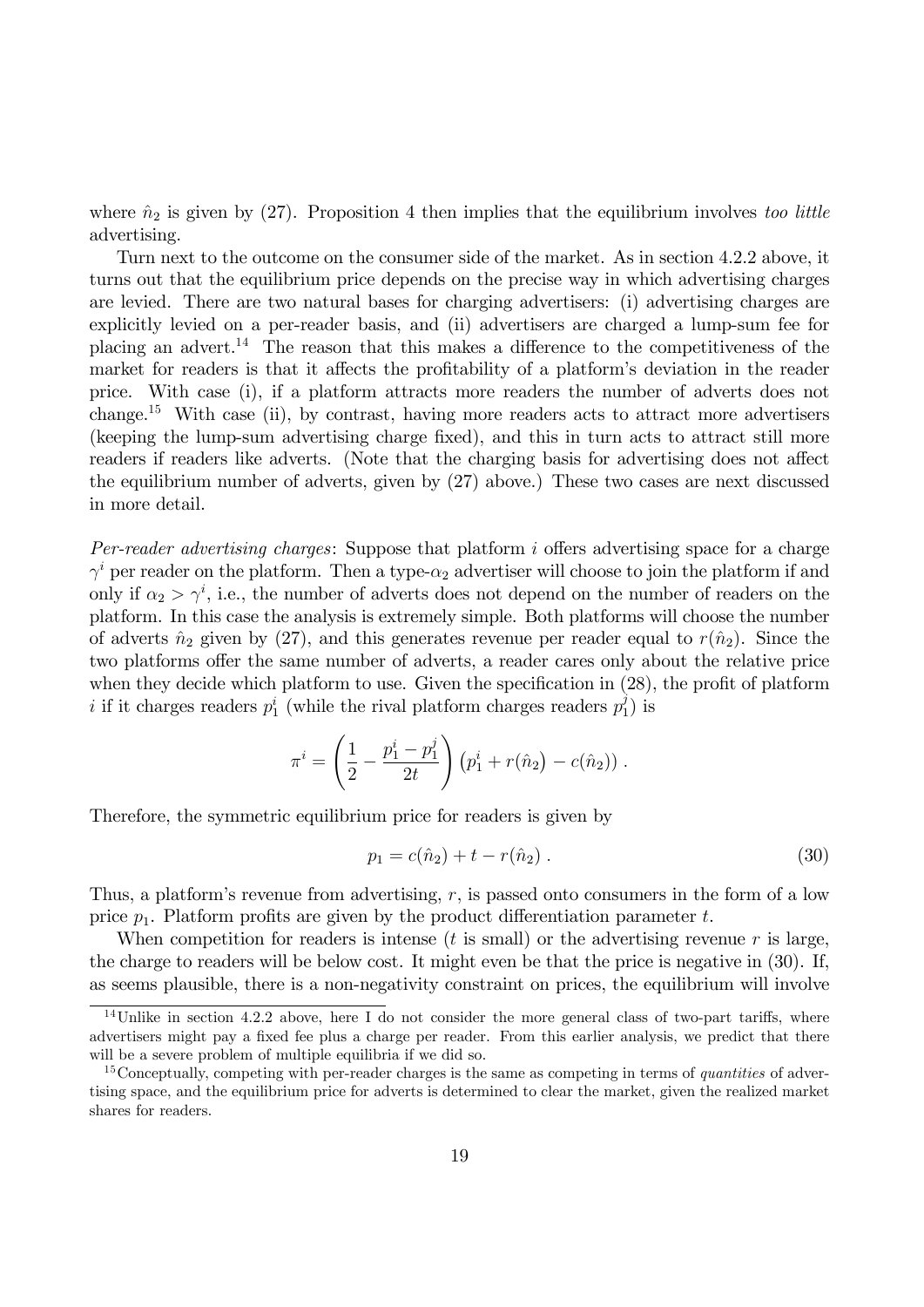where $\hat{n}_2$ is given by (27). Proposition 4 then implies that the equilibrium involves *too little* advertising.

Turn next to the outcome on the consumer side of the market. As in section 4.2.2 above, it turns out that the equilibrium price depends on the precise way in which advertising charges are levied. There are two natural bases for charging advertisers: (i) advertising charges are explicitly levied on a per-reader basis, and (ii) advertisers are charged a lump-sum fee for placing an advert.[14] The reason that this makes a difference to the competitiveness of the market for readers is that it affects the profitability of a platform's deviation in the reader price. With case (i), if a platform attracts more readers the number of adverts does not change.[15] With case (ii), by contrast, having more readers acts to attract more advertisers (keeping the lump-sum advertising charge fixed), and this in turn acts to attract still more readers if readers like adverts. (Note that the charging basis for advertising does not affect the equilibrium number of adverts, given by (27) above.) These two cases are next discussed in more detail.

*Per-reader advertising charges*: Suppose that platform $i$ offers advertising space for a charge $\gamma^i$ per reader on the platform. Then a type-$\alpha_2$ advertiser will choose to join the platform if and only if $\alpha_2 > \gamma^i$, i.e., the number of adverts does not depend on the number of readers on the platform. In this case the analysis is extremely simple. Both platforms will choose the number of adverts $\hat{n}_2$ given by (27), and this generates revenue per reader equal to $r(\hat{n}_2)$. Since the two platforms offer the same number of adverts, a reader cares only about the relative price when they decide which platform to use. Given the specification in (28), the profit of platform $i$ if it charges readers $p_1^i$ (while the rival platform charges readers $p_1^j$) is

$$\pi^i = \left( \frac{1}{2} - \frac{p_1^i - p_1^j}{2t} \right) \left( p_1^i + r(\hat{n}_2) - c(\hat{n}_2) \right) .$$

Therefore, the symmetric equilibrium price for readers is given by

$$p_1 = c(\hat{n}_2) + t - r(\hat{n}_2) \, . \tag{30}$$

Thus, a platform's revenue from advertising, $r$, is passed onto consumers in the form of a low price $p_1$. Platform profits are given by the product differentiation parameter $t$.

When competition for readers is intense ($t$ is small) or the advertising revenue $r$ is large, the charge to readers will be below cost. It might even be that the price is negative in (30). If, as seems plausible, there is a non-negativity constraint on prices, the equilibrium will involve

[14] Unlike in section 4.2.2 above, here I do not consider the more general class of two-part tariffs, where advertisers might pay a fixed fee plus a charge per reader. From this earlier analysis, we predict that there will be a severe problem of multiple equilibria if we did so.

[15] Conceptually, competing with per-reader charges is the same as competing in terms of *quantities* of advertising space, and the equilibrium price for adverts is determined to clear the market, given the realized market shares for readers.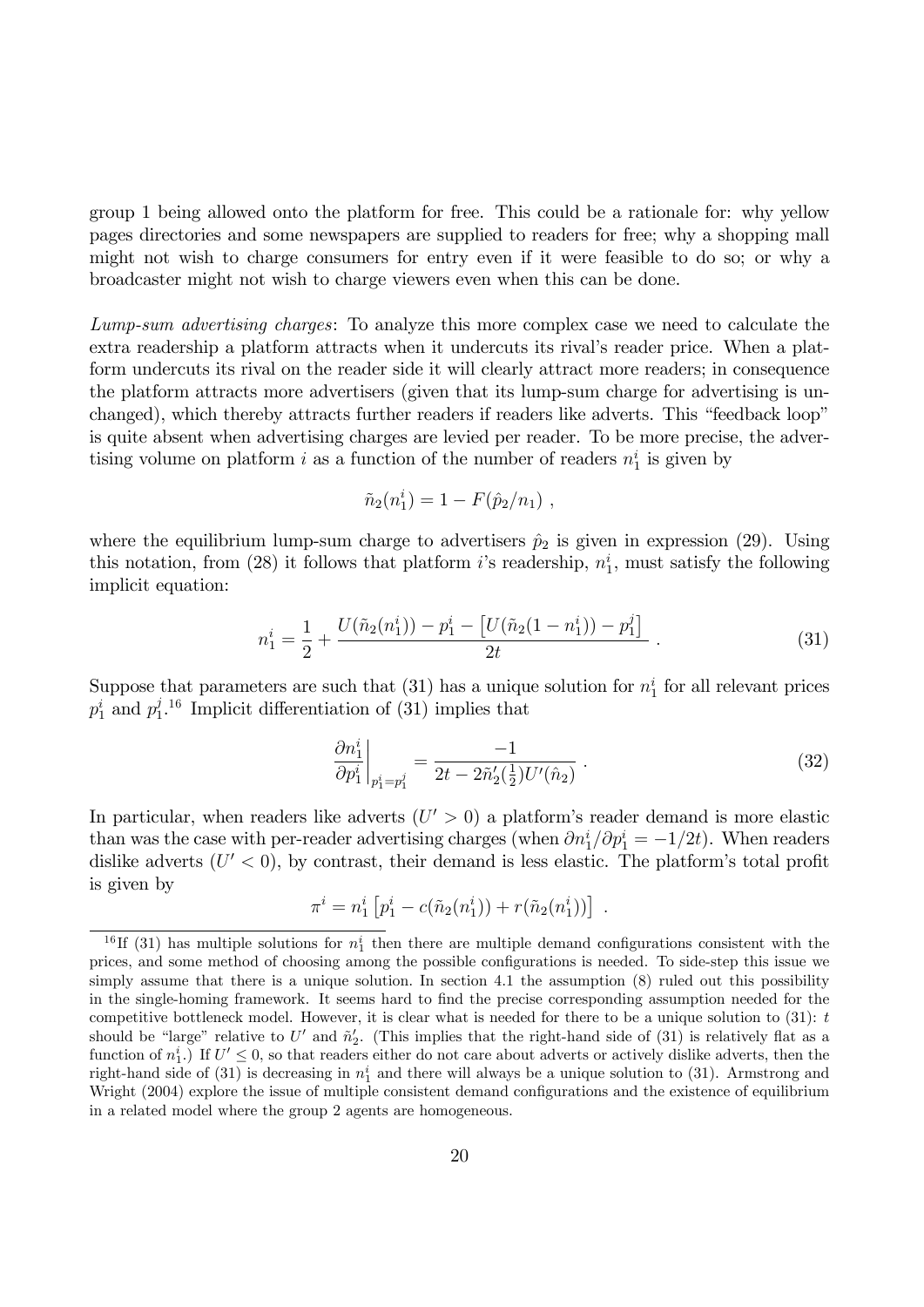group 1 being allowed onto the platform for free. This could be a rationale for: why yellow pages directories and some newspapers are supplied to readers for free; why a shopping mall might not wish to charge consumers for entry even if it were feasible to do so; or why a broadcaster might not wish to charge viewers even when this can be done.

*Lump-sum advertising charges*: To analyze this more complex case we need to calculate the extra readership a platform attracts when it undercuts its rival's reader price. When a platform undercuts its rival on the reader side it will clearly attract more readers; in consequence the platform attracts more advertisers (given that its lump-sum charge for advertising is unchanged), which thereby attracts further readers if readers like adverts. This "feedback loop" is quite absent when advertising charges are levied per reader. To be more precise, the advertising volume on platform $i$ as a function of the number of readers $n_1^i$ is given by

$$\tilde{n}_2(n_1^i) = 1 - F(\hat{p}_2/n_1) \ ,$$

where the equilibrium lump-sum charge to advertisers $\hat{p}_2$ is given in expression (29). Using this notation, from (28) it follows that platform $i$'s readership, $n_1^i$, must satisfy the following implicit equation:

$$n_1^i = \frac{1}{2} + \frac{U(\tilde{n}_2(n_1^i)) - p_1^i - \left[U(\tilde{n}_2(1-n_1^i)) - p_1^j\right]}{2t} \ . \tag{31}$$

Suppose that parameters are such that (31) has a unique solution for $n_1^i$ for all relevant prices $p_1^i$ and $p_1^j$.[16] Implicit differentiation of (31) implies that

$$\left.\frac{\partial n_1^i}{\partial p_1^i}\right|_{p_1^i = p_1^j} = \frac{-1}{2t - 2\tilde{n}_2'(\frac{1}{2})U'(\hat{n}_2)} \ . \tag{32}$$

In particular, when readers like adverts ($U' > 0$) a platform's reader demand is more elastic than was the case with per-reader advertising charges (when $\partial n_1^i / \partial p_1^i = -1/2t$). When readers dislike adverts ($U' < 0$), by contrast, their demand is less elastic. The platform's total profit is given by

$$\pi^i = n_1^i \left[p_1^i - c(\tilde{n}_2(n_1^i)) + r(\tilde{n}_2(n_1^i))\right] \ .$$

[16] If (31) has multiple solutions for $n_1^i$ then there are multiple demand configurations consistent with the prices, and some method of choosing among the possible configurations is needed. To side-step this issue we simply assume that there is a unique solution. In section 4.1 the assumption (8) ruled out this possibility in the single-homing framework. It seems hard to find the precise corresponding assumption needed for the competitive bottleneck model. However, it is clear what is needed for there to be a unique solution to (31): $t$ should be "large" relative to $U'$ and $\tilde{n}_2'$. (This implies that the right-hand side of (31) is relatively flat as a function of $n_1^i$.) If $U' \leq 0$, so that readers either do not care about adverts or actively dislike adverts, then the right-hand side of (31) is decreasing in $n_1^i$ and there will always be a unique solution to (31). Armstrong and Wright (2004) explore the issue of multiple consistent demand configurations and the existence of equilibrium in a related model where the group 2 agents are homogeneous.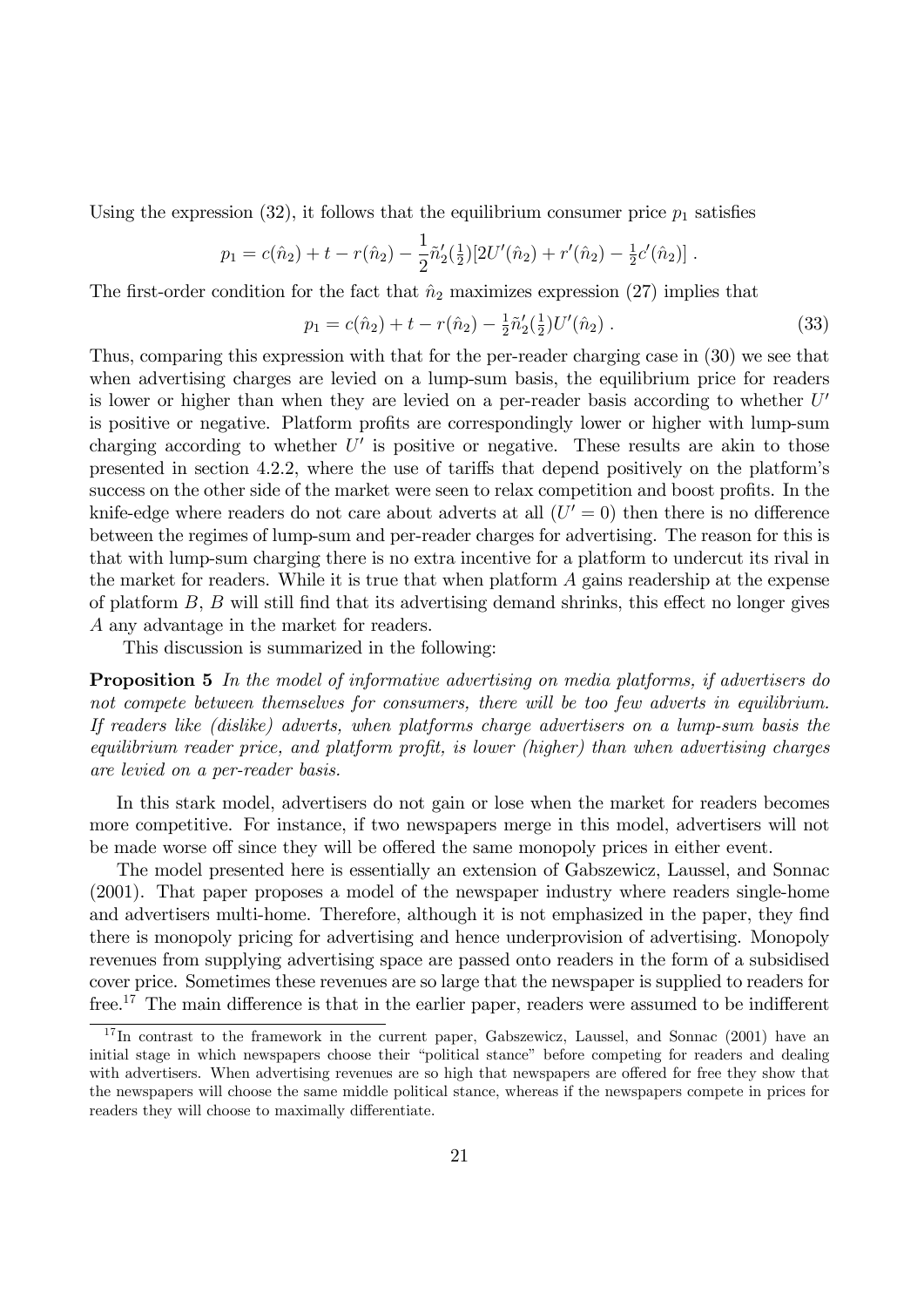Using the expression (32), it follows that the equilibrium consumer price $p_1$ satisfies

$$p_1 = c(\hat{n}_2) + t - r(\hat{n}_2) - \frac{1}{2}\tilde{n}_2'(\tfrac{1}{2})[2U'(\hat{n}_2) + r'(\hat{n}_2) - \tfrac{1}{2}c'(\hat{n}_2)] \ .$$

The first-order condition for the fact that $\hat{n}_2$ maximizes expression (27) implies that

$$p_1 = c(\hat{n}_2) + t - r(\hat{n}_2) - \tfrac{1}{2}\tilde{n}_2'(\tfrac{1}{2})U'(\hat{n}_2) \ . \tag{33}$$

Thus, comparing this expression with that for the per-reader charging case in (30) we see that when advertising charges are levied on a lump-sum basis, the equilibrium price for readers is lower or higher than when they are levied on a per-reader basis according to whether $U'$ is positive or negative. Platform profits are correspondingly lower or higher with lump-sum charging according to whether $U'$ is positive or negative. These results are akin to those presented in section 4.2.2, where the use of tariffs that depend positively on the platform's success on the other side of the market were seen to relax competition and boost profits. In the knife-edge where readers do not care about adverts at all ($U' = 0$) then there is no difference between the regimes of lump-sum and per-reader charges for advertising. The reason for this is that with lump-sum charging there is no extra incentive for a platform to undercut its rival in the market for readers. While it is true that when platform $A$ gains readership at the expense of platform $B$, $B$ will still find that its advertising demand shrinks, this effect no longer gives $A$ any advantage in the market for readers.

This discussion is summarized in the following:

**Proposition 5** *In the model of informative advertising on media platforms, if advertisers do not compete between themselves for consumers, there will be too few adverts in equilibrium. If readers like (dislike) adverts, when platforms charge advertisers on a lump-sum basis the equilibrium reader price, and platform profit, is lower (higher) than when advertising charges are levied on a per-reader basis.*

In this stark model, advertisers do not gain or lose when the market for readers becomes more competitive. For instance, if two newspapers merge in this model, advertisers will not be made worse off since they will be offered the same monopoly prices in either event.

The model presented here is essentially an extension of Gabszewicz, Laussel, and Sonnac (2001). That paper proposes a model of the newspaper industry where readers single-home and advertisers multi-home. Therefore, although it is not emphasized in the paper, they find there is monopoly pricing for advertising and hence underprovision of advertising. Monopoly revenues from supplying advertising space are passed onto readers in the form of a subsidised cover price. Sometimes these revenues are so large that the newspaper is supplied to readers for free.[17] The main difference is that in the earlier paper, readers were assumed to be indifferent

[17] In contrast to the framework in the current paper, Gabszewicz, Laussel, and Sonnac (2001) have an initial stage in which newspapers choose their "political stance" before competing for readers and dealing with advertisers. When advertising revenues are so high that newspapers are offered for free they show that the newspapers will choose the same middle political stance, whereas if the newspapers compete in prices for readers they will choose to maximally differentiate.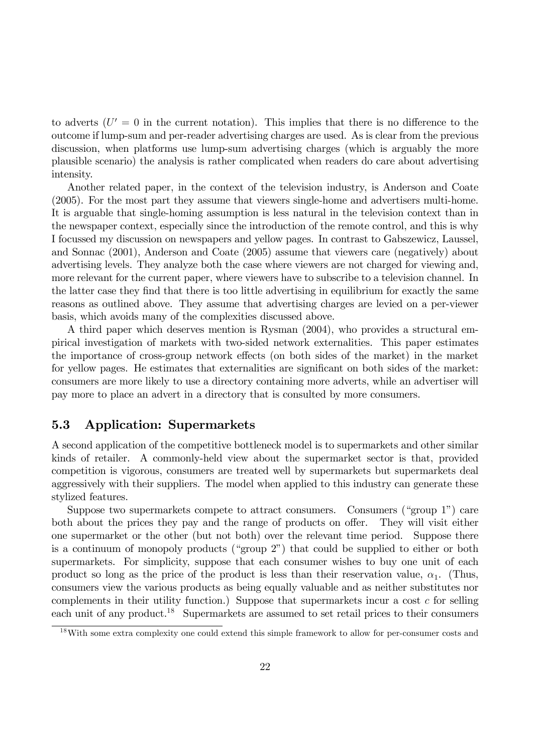to adverts ($U' = 0$ in the current notation). This implies that there is no difference to the outcome if lump-sum and per-reader advertising charges are used. As is clear from the previous discussion, when platforms use lump-sum advertising charges (which is arguably the more plausible scenario) the analysis is rather complicated when readers do care about advertising intensity.

Another related paper, in the context of the television industry, is Anderson and Coate (2005). For the most part they assume that viewers single-home and advertisers multi-home. It is arguable that single-homing assumption is less natural in the television context than in the newspaper context, especially since the introduction of the remote control, and this is why I focussed my discussion on newspapers and yellow pages. In contrast to Gabszewicz, Laussel, and Sonnac (2001), Anderson and Coate (2005) assume that viewers care (negatively) about advertising levels. They analyze both the case where viewers are not charged for viewing and, more relevant for the current paper, where viewers have to subscribe to a television channel. In the latter case they find that there is too little advertising in equilibrium for exactly the same reasons as outlined above. They assume that advertising charges are levied on a per-viewer basis, which avoids many of the complexities discussed above.

A third paper which deserves mention is Rysman (2004), who provides a structural empirical investigation of markets with two-sided network externalities. This paper estimates the importance of cross-group network effects (on both sides of the market) in the market for yellow pages. He estimates that externalities are significant on both sides of the market: consumers are more likely to use a directory containing more adverts, while an advertiser will pay more to place an advert in a directory that is consulted by more consumers.

## 5.3 Application: Supermarkets

A second application of the competitive bottleneck model is to supermarkets and other similar kinds of retailer. A commonly-held view about the supermarket sector is that, provided competition is vigorous, consumers are treated well by supermarkets but supermarkets deal aggressively with their suppliers. The model when applied to this industry can generate these stylized features.

Suppose two supermarkets compete to attract consumers. Consumers ("group 1") care both about the prices they pay and the range of products on offer. They will visit either one supermarket or the other (but not both) over the relevant time period. Suppose there is a continuum of monopoly products ("group 2") that could be supplied to either or both supermarkets. For simplicity, suppose that each consumer wishes to buy one unit of each product so long as the price of the product is less than their reservation value, $\alpha_1$. (Thus, consumers view the various products as being equally valuable and as neither substitutes nor complements in their utility function.) Suppose that supermarkets incur a cost $c$ for selling each unit of any product.[18] Supermarkets are assumed to set retail prices to their consumers

[18] With some extra complexity one could extend this simple framework to allow for per-consumer costs and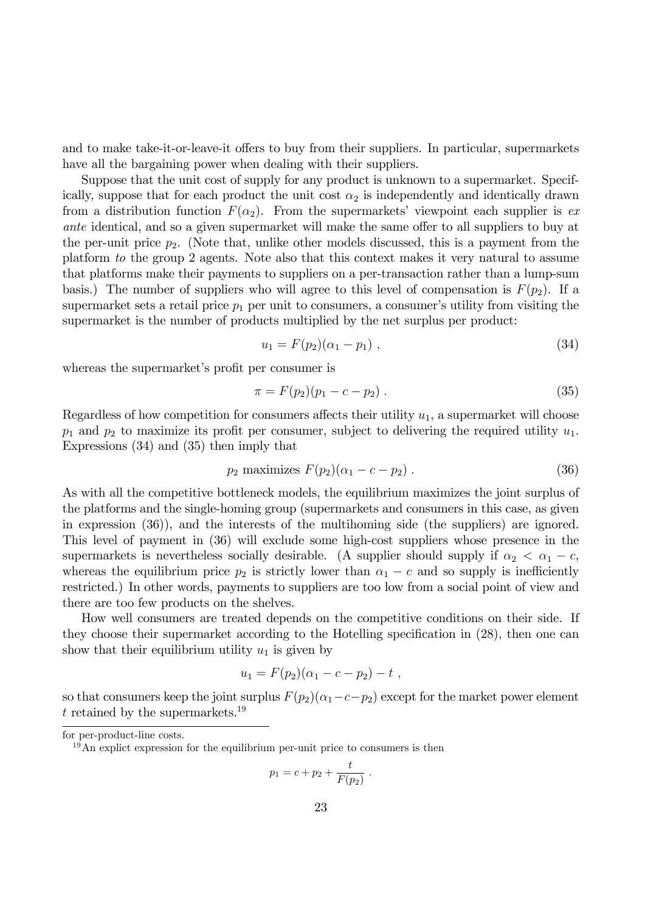and to make take-it-or-leave-it offers to buy from their suppliers. In particular, supermarkets have all the bargaining power when dealing with their suppliers.

Suppose that the unit cost of supply for any product is unknown to a supermarket. Specifically, suppose that for each product the unit cost $\alpha_2$ is independently and identically drawn from a distribution function $F(\alpha_2)$. From the supermarkets' viewpoint each supplier is *ex ante* identical, and so a given supermarket will make the same offer to all suppliers to buy at the per-unit price $p_2$. (Note that, unlike other models discussed, this is a payment from the platform *to* the group 2 agents. Note also that this context makes it very natural to assume that platforms make their payments to suppliers on a per-transaction rather than a lump-sum basis.) The number of suppliers who will agree to this level of compensation is $F(p_2)$. If a supermarket sets a retail price $p_1$ per unit to consumers, a consumer's utility from visiting the supermarket is the number of products multiplied by the net surplus per product:

$$u_1 = F(p_2)(\alpha_1 - p_1) \,, \tag{34}$$

whereas the supermarket's profit per consumer is

$$\pi = F(p_2)(p_1 - c - p_2) \,. \tag{35}$$

Regardless of how competition for consumers affects their utility $u_1$, a supermarket will choose $p_1$ and $p_2$ to maximize its profit per consumer, subject to delivering the required utility $u_1$. Expressions (34) and (35) then imply that

$$p_2 \text{ maximizes } F(p_2)(\alpha_1 - c - p_2) \,. \tag{36}$$

As with all the competitive bottleneck models, the equilibrium maximizes the joint surplus of the platforms and the single-homing group (supermarkets and consumers in this case, as given in expression (36)), and the interests of the multihoming side (the suppliers) are ignored. This level of payment in (36) will exclude some high-cost suppliers whose presence in the supermarkets is nevertheless socially desirable. (A supplier should supply if $\alpha_2 < \alpha_1 - c$, whereas the equilibrium price $p_2$ is strictly lower than $\alpha_1 - c$ and so supply is inefficiently restricted.) In other words, payments to suppliers are too low from a social point of view and there are too few products on the shelves.

How well consumers are treated depends on the competitive conditions on their side. If they choose their supermarket according to the Hotelling specification in (28), then one can show that their equilibrium utility $u_1$ is given by

$$u_1 = F(p_2)(\alpha_1 - c - p_2) - t \,,$$

so that consumers keep the joint surplus $F(p_2)(\alpha_1 - c - p_2)$ except for the market power element $t$ retained by the supermarkets.[19]

for per-product-line costs.

[19] An explict expression for the equilibrium per-unit price to consumers is then

$$p_1 = c + p_2 + \frac{t}{F(p_2)} \,.$$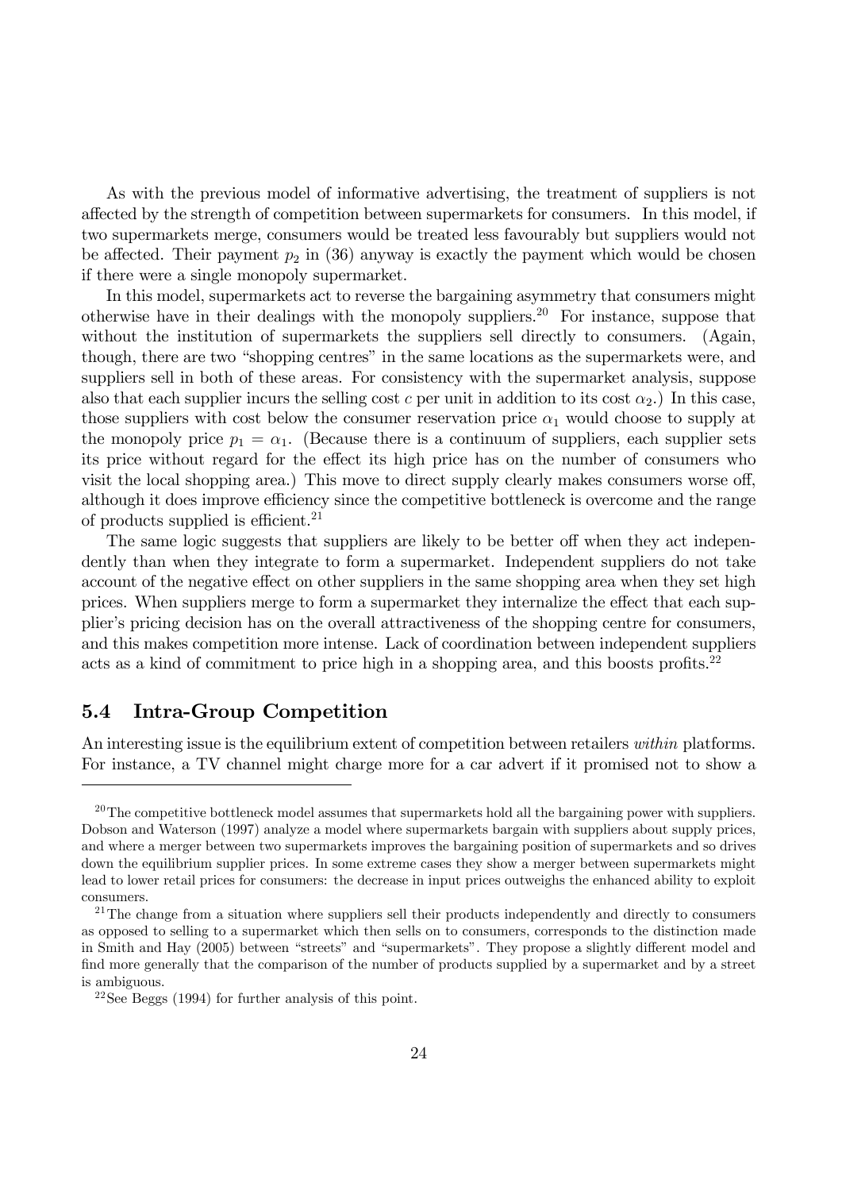As with the previous model of informative advertising, the treatment of suppliers is not affected by the strength of competition between supermarkets for consumers. In this model, if two supermarkets merge, consumers would be treated less favourably but suppliers would not be affected. Their payment $p_2$ in (36) anyway is exactly the payment which would be chosen if there were a single monopoly supermarket.

In this model, supermarkets act to reverse the bargaining asymmetry that consumers might otherwise have in their dealings with the monopoly suppliers.[20] For instance, suppose that without the institution of supermarkets the suppliers sell directly to consumers. (Again, though, there are two "shopping centres" in the same locations as the supermarkets were, and suppliers sell in both of these areas. For consistency with the supermarket analysis, suppose also that each supplier incurs the selling cost $c$ per unit in addition to its cost $\alpha_2$.) In this case, those suppliers with cost below the consumer reservation price $\alpha_1$ would choose to supply at the monopoly price $p_1 = \alpha_1$. (Because there is a continuum of suppliers, each supplier sets its price without regard for the effect its high price has on the number of consumers who visit the local shopping area.) This move to direct supply clearly makes consumers worse off, although it does improve efficiency since the competitive bottleneck is overcome and the range of products supplied is efficient.[21]

The same logic suggests that suppliers are likely to be better off when they act independently than when they integrate to form a supermarket. Independent suppliers do not take account of the negative effect on other suppliers in the same shopping area when they set high prices. When suppliers merge to form a supermarket they internalize the effect that each supplier's pricing decision has on the overall attractiveness of the shopping centre for consumers, and this makes competition more intense. Lack of coordination between independent suppliers acts as a kind of commitment to price high in a shopping area, and this boosts profits.[22]

## 5.4 Intra-Group Competition

An interesting issue is the equilibrium extent of competition between retailers *within* platforms. For instance, a TV channel might charge more for a car advert if it promised not to show a

---

[20] The competitive bottleneck model assumes that supermarkets hold all the bargaining power with suppliers. Dobson and Waterson (1997) analyze a model where supermarkets bargain with suppliers about supply prices, and where a merger between two supermarkets improves the bargaining position of supermarkets and so drives down the equilibrium supplier prices. In some extreme cases they show a merger between supermarkets might lead to lower retail prices for consumers: the decrease in input prices outweighs the enhanced ability to exploit consumers.

[21] The change from a situation where suppliers sell their products independently and directly to consumers as opposed to selling to a supermarket which then sells on to consumers, corresponds to the distinction made in Smith and Hay (2005) between "streets" and "supermarkets". They propose a slightly different model and find more generally that the comparison of the number of products supplied by a supermarket and by a street is ambiguous.

[22] See Beggs (1994) for further analysis of this point.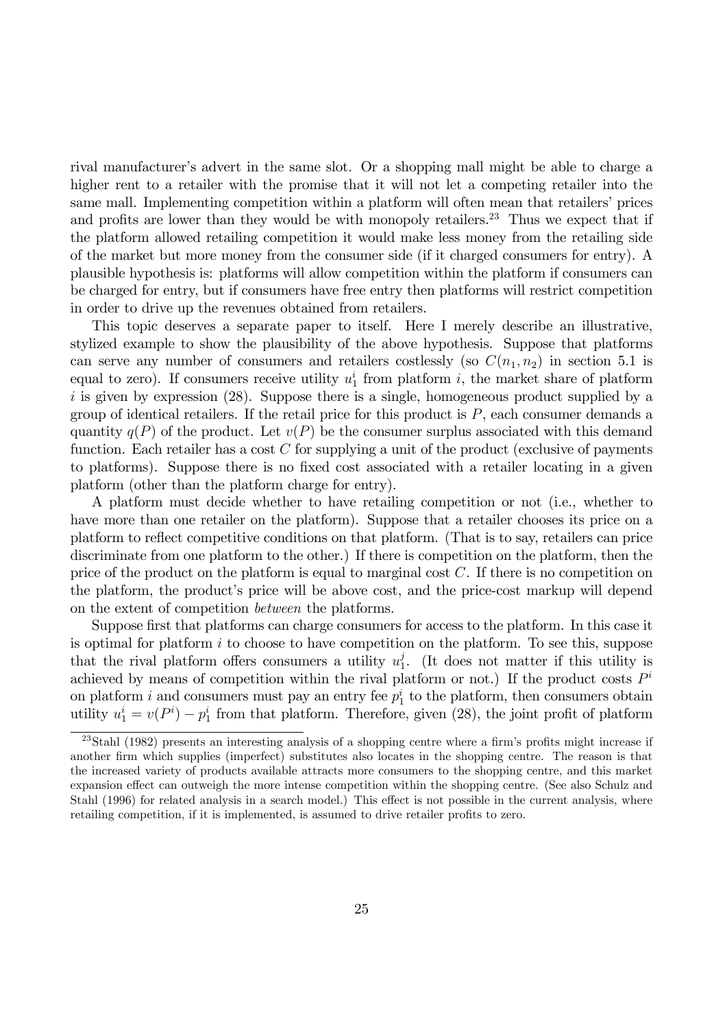rival manufacturer's advert in the same slot. Or a shopping mall might be able to charge a higher rent to a retailer with the promise that it will not let a competing retailer into the same mall. Implementing competition within a platform will often mean that retailers' prices and profits are lower than they would be with monopoly retailers.[23] Thus we expect that if the platform allowed retailing competition it would make less money from the retailing side of the market but more money from the consumer side (if it charged consumers for entry). A plausible hypothesis is: platforms will allow competition within the platform if consumers can be charged for entry, but if consumers have free entry then platforms will restrict competition in order to drive up the revenues obtained from retailers.

This topic deserves a separate paper to itself. Here I merely describe an illustrative, stylized example to show the plausibility of the above hypothesis. Suppose that platforms can serve any number of consumers and retailers costlessly (so $C(n_1, n_2)$ in section 5.1 is equal to zero). If consumers receive utility $u_1^i$ from platform $i$, the market share of platform $i$ is given by expression (28). Suppose there is a single, homogeneous product supplied by a group of identical retailers. If the retail price for this product is $P$, each consumer demands a quantity $q(P)$ of the product. Let $v(P)$ be the consumer surplus associated with this demand function. Each retailer has a cost $C$ for supplying a unit of the product (exclusive of payments to platforms). Suppose there is no fixed cost associated with a retailer locating in a given platform (other than the platform charge for entry).

A platform must decide whether to have retailing competition or not (i.e., whether to have more than one retailer on the platform). Suppose that a retailer chooses its price on a platform to reflect competitive conditions on that platform. (That is to say, retailers can price discriminate from one platform to the other.) If there is competition on the platform, then the price of the product on the platform is equal to marginal cost $C$. If there is no competition on the platform, the product's price will be above cost, and the price-cost markup will depend on the extent of competition *between* the platforms.

Suppose first that platforms can charge consumers for access to the platform. In this case it is optimal for platform $i$ to choose to have competition on the platform. To see this, suppose that the rival platform offers consumers a utility $u_1^j$. (It does not matter if this utility is achieved by means of competition within the rival platform or not.) If the product costs $P^i$ on platform $i$ and consumers must pay an entry fee $p_1^i$ to the platform, then consumers obtain utility $u_1^i = v(P^i) - p_1^i$ from that platform. Therefore, given (28), the joint profit of platform

[23] Stahl (1982) presents an interesting analysis of a shopping centre where a firm's profits might increase if another firm which supplies (imperfect) substitutes also locates in the shopping centre. The reason is that the increased variety of products available attracts more consumers to the shopping centre, and this market expansion effect can outweigh the more intense competition within the shopping centre. (See also Schulz and Stahl (1996) for related analysis in a search model.) This effect is not possible in the current analysis, where retailing competition, if it is implemented, is assumed to drive retailer profits to zero.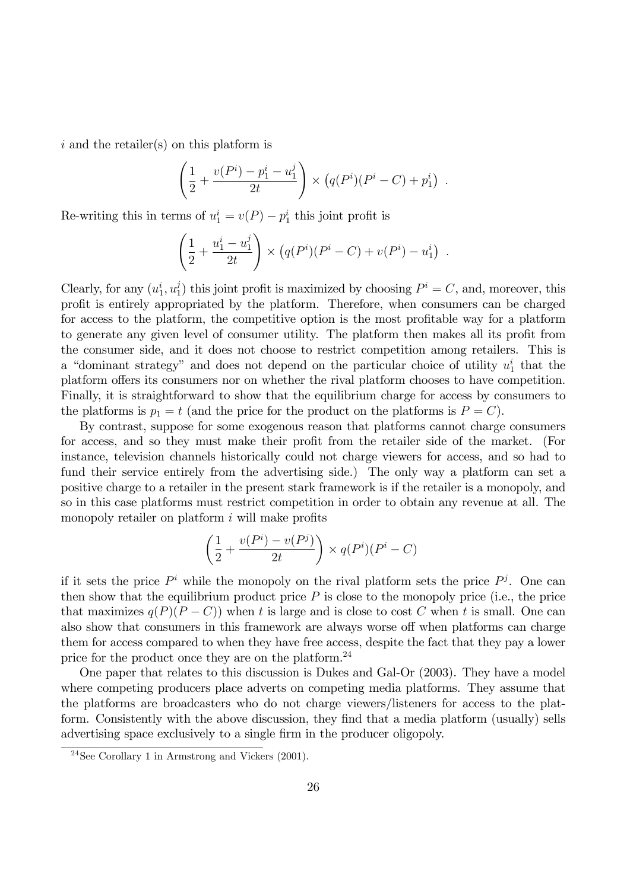$i$ and the retailer(s) on this platform is

$$\left(\frac{1}{2} + \frac{v(P^i) - p_1^i - u_1^j}{2t}\right) \times \left(q(P^i)(P^i - C) + p_1^i\right) \ .$$

Re-writing this in terms of $u_1^i = v(P) - p_1^i$ this joint profit is

$$\left(\frac{1}{2} + \frac{u_1^i - u_1^j}{2t}\right) \times \left(q(P^i)(P^i - C) + v(P^i) - u_1^i\right) \ .$$

Clearly, for any $(u_1^i, u_1^j)$ this joint profit is maximized by choosing $P^i = C$, and, moreover, this profit is entirely appropriated by the platform. Therefore, when consumers can be charged for access to the platform, the competitive option is the most profitable way for a platform to generate any given level of consumer utility. The platform then makes all its profit from the consumer side, and it does not choose to restrict competition among retailers. This is a "dominant strategy" and does not depend on the particular choice of utility $u_1^i$ that the platform offers its consumers nor on whether the rival platform chooses to have competition. Finally, it is straightforward to show that the equilibrium charge for access by consumers to the platforms is $p_1 = t$ (and the price for the product on the platforms is $P = C$).

By contrast, suppose for some exogenous reason that platforms cannot charge consumers for access, and so they must make their profit from the retailer side of the market. (For instance, television channels historically could not charge viewers for access, and so had to fund their service entirely from the advertising side.) The only way a platform can set a positive charge to a retailer in the present stark framework is if the retailer is a monopoly, and so in this case platforms must restrict competition in order to obtain any revenue at all. The monopoly retailer on platform $i$ will make profits

$$\left(\frac{1}{2} + \frac{v(P^i) - v(P^j)}{2t}\right) \times q(P^i)(P^i - C)$$

if it sets the price $P^i$ while the monopoly on the rival platform sets the price $P^j$. One can then show that the equilibrium product price $P$ is close to the monopoly price (i.e., the price that maximizes $q(P)(P - C)$) when $t$ is large and is close to cost $C$ when $t$ is small. One can also show that consumers in this framework are always worse off when platforms can charge them for access compared to when they have free access, despite the fact that they pay a lower price for the product once they are on the platform.[24]

One paper that relates to this discussion is Dukes and Gal-Or (2003). They have a model where competing producers place adverts on competing media platforms. They assume that the platforms are broadcasters who do not charge viewers/listeners for access to the platform. Consistently with the above discussion, they find that a media platform (usually) sells advertising space exclusively to a single firm in the producer oligopoly.

---

[24] See Corollary 1 in Armstrong and Vickers (2001).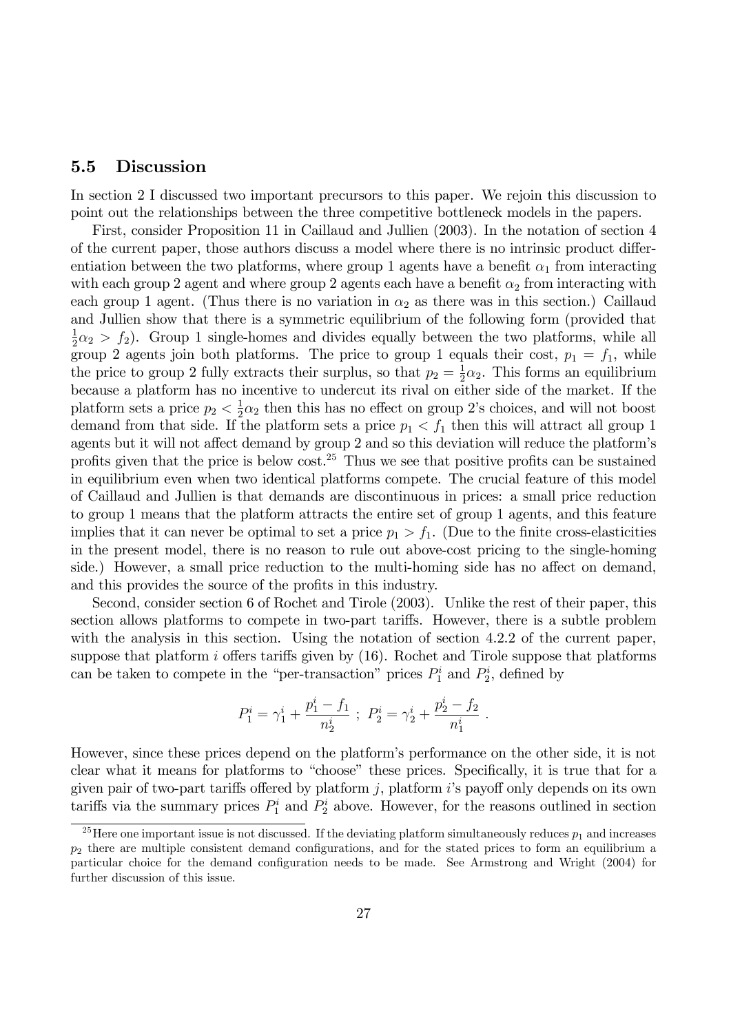## 5.5 Discussion

In section 2 I discussed two important precursors to this paper. We rejoin this discussion to point out the relationships between the three competitive bottleneck models in the papers.

First, consider Proposition 11 in Caillaud and Jullien (2003). In the notation of section 4 of the current paper, those authors discuss a model where there is no intrinsic product differentiation between the two platforms, where group 1 agents have a benefit $\alpha_1$ from interacting with each group 2 agent and where group 2 agents each have a benefit $\alpha_2$ from interacting with each group 1 agent. (Thus there is no variation in $\alpha_2$ as there was in this section.) Caillaud and Jullien show that there is a symmetric equilibrium of the following form (provided that $\frac{1}{2}\alpha_2 > f_2$). Group 1 single-homes and divides equally between the two platforms, while all group 2 agents join both platforms. The price to group 1 equals their cost, $p_1 = f_1$, while the price to group 2 fully extracts their surplus, so that $p_2 = \frac{1}{2}\alpha_2$. This forms an equilibrium because a platform has no incentive to undercut its rival on either side of the market. If the platform sets a price $p_2 < \frac{1}{2}\alpha_2$ then this has no effect on group 2's choices, and will not boost demand from that side. If the platform sets a price $p_1 < f_1$ then this will attract all group 1 agents but it will not affect demand by group 2 and so this deviation will reduce the platform's profits given that the price is below cost.[25] Thus we see that positive profits can be sustained in equilibrium even when two identical platforms compete. The crucial feature of this model of Caillaud and Jullien is that demands are discontinuous in prices: a small price reduction to group 1 means that the platform attracts the entire set of group 1 agents, and this feature implies that it can never be optimal to set a price $p_1 > f_1$. (Due to the finite cross-elasticities in the present model, there is no reason to rule out above-cost pricing to the single-homing side.) However, a small price reduction to the multi-homing side has no affect on demand, and this provides the source of the profits in this industry.

Second, consider section 6 of Rochet and Tirole (2003). Unlike the rest of their paper, this section allows platforms to compete in two-part tariffs. However, there is a subtle problem with the analysis in this section. Using the notation of section 4.2.2 of the current paper, suppose that platform $i$ offers tariffs given by (16). Rochet and Tirole suppose that platforms can be taken to compete in the "per-transaction" prices $P_1^i$ and $P_2^i$, defined by

$$P_1^i = \gamma_1^i + \frac{p_1^i - f_1}{n_2^i} \ ; \ P_2^i = \gamma_2^i + \frac{p_2^i - f_2}{n_1^i} \ .$$

However, since these prices depend on the platform's performance on the other side, it is not clear what it means for platforms to "choose" these prices. Specifically, it is true that for a given pair of two-part tariffs offered by platform $j$, platform $i$'s payoff only depends on its own tariffs via the summary prices $P_1^i$ and $P_2^i$ above. However, for the reasons outlined in section

[25] Here one important issue is not discussed. If the deviating platform simultaneously reduces $p_1$ and increases $p_2$ there are multiple consistent demand configurations, and for the stated prices to form an equilibrium a particular choice for the demand configuration needs to be made. See Armstrong and Wright (2004) for further discussion of this issue.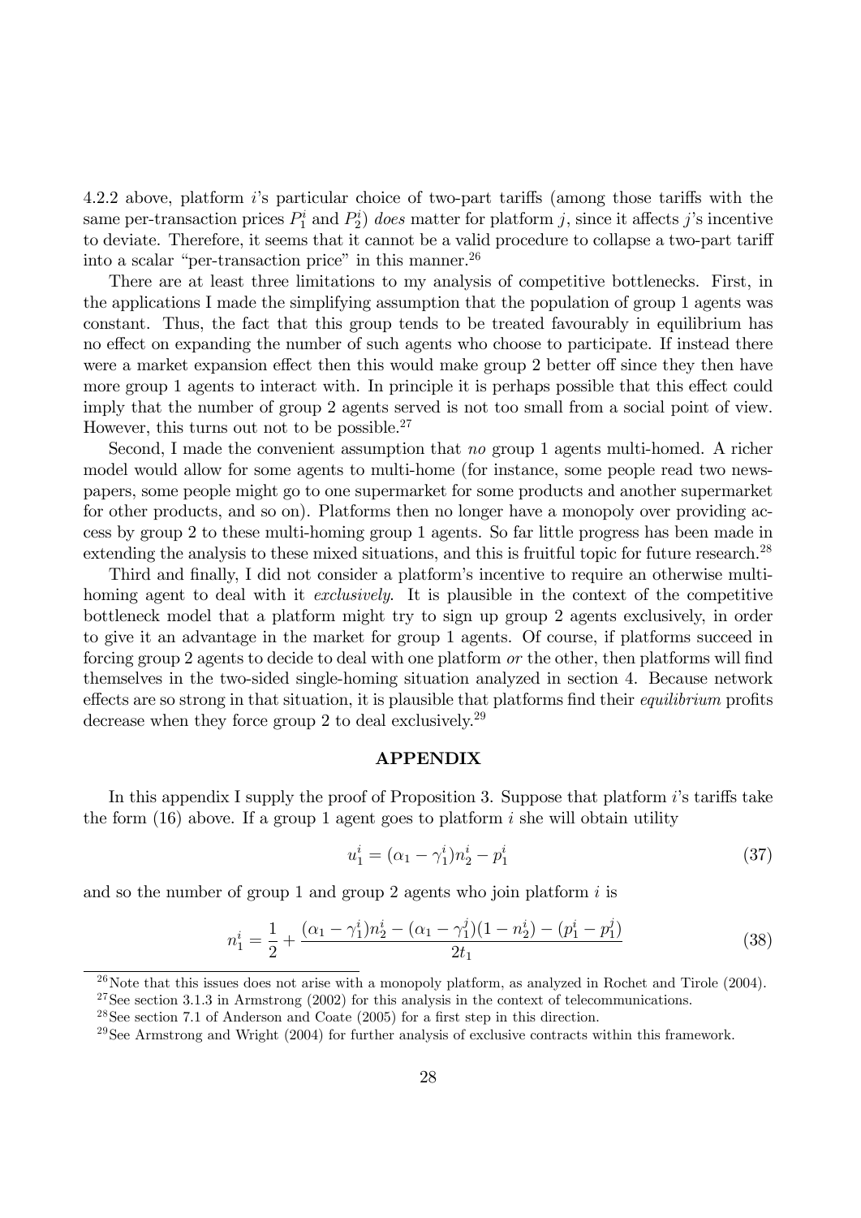4.2.2 above, platform $i$'s particular choice of two-part tariffs (among those tariffs with the same per-transaction prices $P_1^i$ and $P_2^i$) *does* matter for platform $j$, since it affects $j$'s incentive to deviate. Therefore, it seems that it cannot be a valid procedure to collapse a two-part tariff into a scalar "per-transaction price" in this manner.[26]

There are at least three limitations to my analysis of competitive bottlenecks. First, in the applications I made the simplifying assumption that the population of group 1 agents was constant. Thus, the fact that this group tends to be treated favourably in equilibrium has no effect on expanding the number of such agents who choose to participate. If instead there were a market expansion effect then this would make group 2 better off since they then have more group 1 agents to interact with. In principle it is perhaps possible that this effect could imply that the number of group 2 agents served is not too small from a social point of view. However, this turns out not to be possible.[27]

Second, I made the convenient assumption that *no* group 1 agents multi-homed. A richer model would allow for some agents to multi-home (for instance, some people read two newspapers, some people might go to one supermarket for some products and another supermarket for other products, and so on). Platforms then no longer have a monopoly over providing access by group 2 to these multi-homing group 1 agents. So far little progress has been made in extending the analysis to these mixed situations, and this is fruitful topic for future research.[28]

Third and finally, I did not consider a platform's incentive to require an otherwise multi-homing agent to deal with it *exclusively*. It is plausible in the context of the competitive bottleneck model that a platform might try to sign up group 2 agents exclusively, in order to give it an advantage in the market for group 1 agents. Of course, if platforms succeed in forcing group 2 agents to decide to deal with one platform *or* the other, then platforms will find themselves in the two-sided single-homing situation analyzed in section 4. Because network effects are so strong in that situation, it is plausible that platforms find their *equilibrium* profits decrease when they force group 2 to deal exclusively.[29]

## APPENDIX

In this appendix I supply the proof of Proposition 3. Suppose that platform $i$'s tariffs take the form (16) above. If a group 1 agent goes to platform $i$ she will obtain utility

$$u_1^i = (\alpha_1 - \gamma_1^i)n_2^i - p_1^i \tag{37}$$

and so the number of group 1 and group 2 agents who join platform $i$ is

$$n_1^i = \frac{1}{2} + \frac{(\alpha_1 - \gamma_1^i)n_2^i - (\alpha_1 - \gamma_1^j)(1 - n_2^i) - (p_1^i - p_1^j)}{2t_1} \tag{38}$$

---

[26] Note that this issues does not arise with a monopoly platform, as analyzed in Rochet and Tirole (2004).

[27] See section 3.1.3 in Armstrong (2002) for this analysis in the context of telecommunications.

[28] See section 7.1 of Anderson and Coate (2005) for a first step in this direction.

[29] See Armstrong and Wright (2004) for further analysis of exclusive contracts within this framework.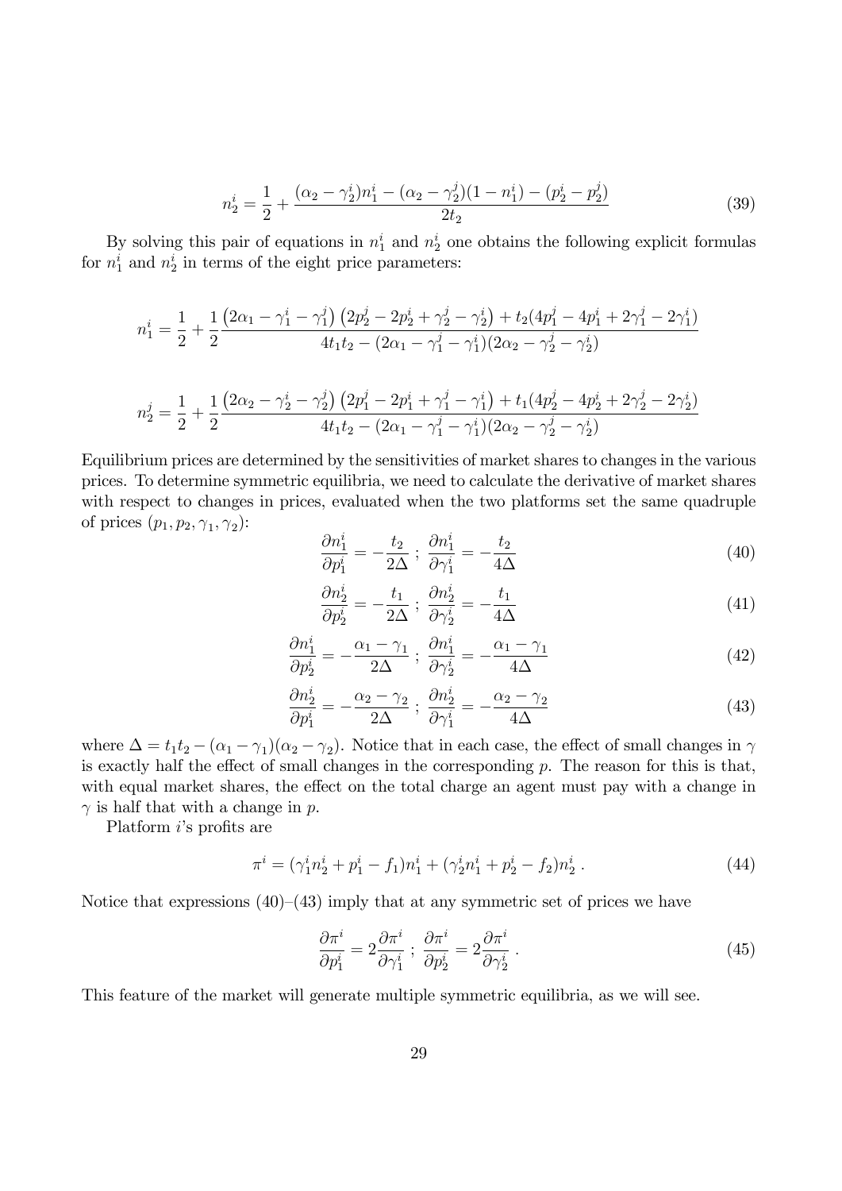$$n_2^i = \frac{1}{2} + \frac{(\alpha_2 - \gamma_2^i)n_1^i - (\alpha_2 - \gamma_2^j)(1 - n_1^i) - (p_2^i - p_2^j)}{2t_2} \tag{39}$$

By solving this pair of equations in $n_1^i$ and $n_2^i$ one obtains the following explicit formulas for $n_1^i$ and $n_2^i$ in terms of the eight price parameters:

$$n_1^i = \frac{1}{2} + \frac{1}{2}\frac{\left(2\alpha_1 - \gamma_1^i - \gamma_1^j\right)\left(2p_2^j - 2p_2^i + \gamma_2^j - \gamma_2^i\right) + t_2(4p_1^j - 4p_1^i + 2\gamma_1^j - 2\gamma_1^i)}{4t_1t_2 - (2\alpha_1 - \gamma_1^j - \gamma_1^i)(2\alpha_2 - \gamma_2^j - \gamma_2^i)}$$

$$n_2^j = \frac{1}{2} + \frac{1}{2}\frac{\left(2\alpha_2 - \gamma_2^i - \gamma_2^j\right)\left(2p_1^j - 2p_1^i + \gamma_1^j - \gamma_1^i\right) + t_1(4p_2^j - 4p_2^i + 2\gamma_2^j - 2\gamma_2^i)}{4t_1t_2 - (2\alpha_1 - \gamma_1^j - \gamma_1^i)(2\alpha_2 - \gamma_2^j - \gamma_2^i)}$$

Equilibrium prices are determined by the sensitivities of market shares to changes in the various prices. To determine symmetric equilibria, we need to calculate the derivative of market shares with respect to changes in prices, evaluated when the two platforms set the same quadruple of prices $(p_1, p_2, \gamma_1, \gamma_2)$:

$$\frac{\partial n_1^i}{\partial p_1^i} = -\frac{t_2}{2\Delta}\ ;\ \frac{\partial n_1^i}{\partial \gamma_1^i} = -\frac{t_2}{4\Delta} \tag{40}$$

$$\frac{\partial n_2^i}{\partial p_2^i} = -\frac{t_1}{2\Delta}\ ;\ \frac{\partial n_2^i}{\partial \gamma_2^i} = -\frac{t_1}{4\Delta} \tag{41}$$

$$\frac{\partial n_1^i}{\partial p_2^i} = -\frac{\alpha_1 - \gamma_1}{2\Delta}\ ;\ \frac{\partial n_1^i}{\partial \gamma_2^i} = -\frac{\alpha_1 - \gamma_1}{4\Delta} \tag{42}$$

$$\frac{\partial n_2^i}{\partial p_1^i} = -\frac{\alpha_2 - \gamma_2}{2\Delta}\ ;\ \frac{\partial n_2^i}{\partial \gamma_1^i} = -\frac{\alpha_2 - \gamma_2}{4\Delta} \tag{43}$$

where $\Delta = t_1t_2 - (\alpha_1 - \gamma_1)(\alpha_2 - \gamma_2)$. Notice that in each case, the effect of small changes in $\gamma$ is exactly half the effect of small changes in the corresponding $p$. The reason for this is that, with equal market shares, the effect on the total charge an agent must pay with a change in $\gamma$ is half that with a change in $p$.

Platform $i$'s profits are

$$\pi^i = (\gamma_1^i n_2^i + p_1^i - f_1)n_1^i + (\gamma_2^i n_1^i + p_2^i - f_2)n_2^i\ . \tag{44}$$

Notice that expressions (40)–(43) imply that at any symmetric set of prices we have

$$\frac{\partial \pi^i}{\partial p_1^i} = 2\frac{\partial \pi^i}{\partial \gamma_1^i}\ ;\ \frac{\partial \pi^i}{\partial p_2^i} = 2\frac{\partial \pi^i}{\partial \gamma_2^i}\ . \tag{45}$$

This feature of the market will generate multiple symmetric equilibria, as we will see.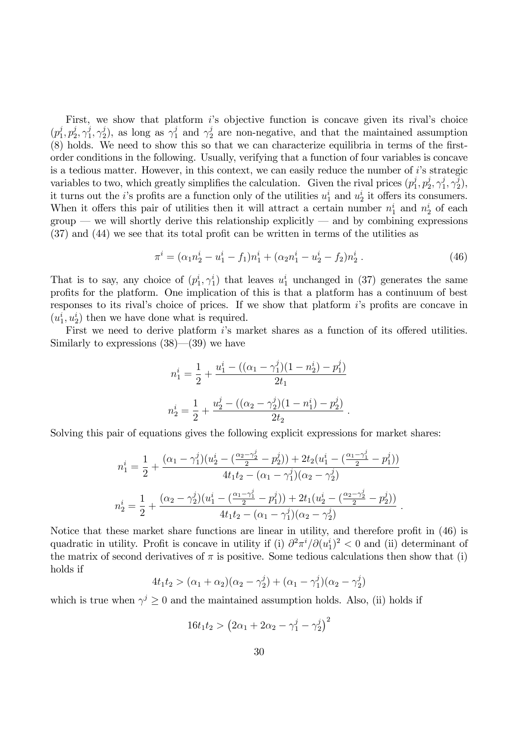First, we show that platform $i$'s objective function is concave given its rival's choice $(p_1^j, p_2^j, \gamma_1^j, \gamma_2^j)$, as long as $\gamma_1^j$ and $\gamma_2^j$ are non-negative, and that the maintained assumption (8) holds. We need to show this so that we can characterize equilibria in terms of the first-order conditions in the following. Usually, verifying that a function of four variables is concave is a tedious matter. However, in this context, we can easily reduce the number of $i$'s strategic variables to two, which greatly simplifies the calculation. Given the rival prices $(p_1^j, p_2^j, \gamma_1^j, \gamma_2^j)$, it turns out the $i$'s profits are a function only of the utilities $u_1^i$ and $u_2^i$ it offers its consumers. When it offers this pair of utilities then it will attract a certain number $n_1^i$ and $n_2^i$ of each group — we will shortly derive this relationship explicitly — and by combining expressions (37) and (44) we see that its total profit can be written in terms of the utilities as

$$\pi^i = (\alpha_1 n_2^i - u_1^i - f_1)n_1^i + (\alpha_2 n_1^i - u_2^i - f_2)n_2^i \, . \tag{46}$$

That is to say, any choice of $(p_1^i, \gamma_1^i)$ that leaves $u_1^i$ unchanged in (37) generates the same profits for the platform. One implication of this is that a platform has a continuum of best responses to its rival's choice of prices. If we show that platform $i$'s profits are concave in $(u_1^i, u_2^i)$ then we have done what is required.

First we need to derive platform $i$'s market shares as a function of its offered utilities. Similarly to expressions (38)—(39) we have

$$n_1^i = \frac{1}{2} + \frac{u_1^i - ((\alpha_1 - \gamma_1^j)(1 - n_2^i) - p_1^j)}{2t_1}$$

$$n_2^i = \frac{1}{2} + \frac{u_2^j - ((\alpha_2 - \gamma_2^j)(1 - n_1^i) - p_2^j)}{2t_2} \, .$$

Solving this pair of equations gives the following explicit expressions for market shares:

$$n_1^i = \frac{1}{2} + \frac{(\alpha_1 - \gamma_1^j)(u_2^i - (\frac{\alpha_2 - \gamma_2^j}{2} - p_2^j)) + 2t_2(u_1^i - (\frac{\alpha_1 - \gamma_1^j}{2} - p_1^j))}{4t_1 t_2 - (\alpha_1 - \gamma_1^j)(\alpha_2 - \gamma_2^j)}$$

$$n_2^i = \frac{1}{2} + \frac{(\alpha_2 - \gamma_2^j)(u_1^i - (\frac{\alpha_1 - \gamma_1^j}{2} - p_1^j)) + 2t_1(u_2^i - (\frac{\alpha_2 - \gamma_2^j}{2} - p_2^j))}{4t_1 t_2 - (\alpha_1 - \gamma_1^j)(\alpha_2 - \gamma_2^j)} \, .$$

Notice that these market share functions are linear in utility, and therefore profit in (46) is quadratic in utility. Profit is concave in utility if (i) $\partial^2 \pi^i / \partial (u_1^i)^2 < 0$ and (ii) determinant of the matrix of second derivatives of $\pi$ is positive. Some tedious calculations then show that (i) holds if

$$4t_1 t_2 > (\alpha_1 + \alpha_2)(\alpha_2 - \gamma_2^j) + (\alpha_1 - \gamma_1^j)(\alpha_2 - \gamma_2^j)$$

which is true when $\gamma^j \geq 0$ and the maintained assumption holds. Also, (ii) holds if

$$16 t_1 t_2 > \left(2\alpha_1 + 2\alpha_2 - \gamma_1^j - \gamma_2^j\right)^2$$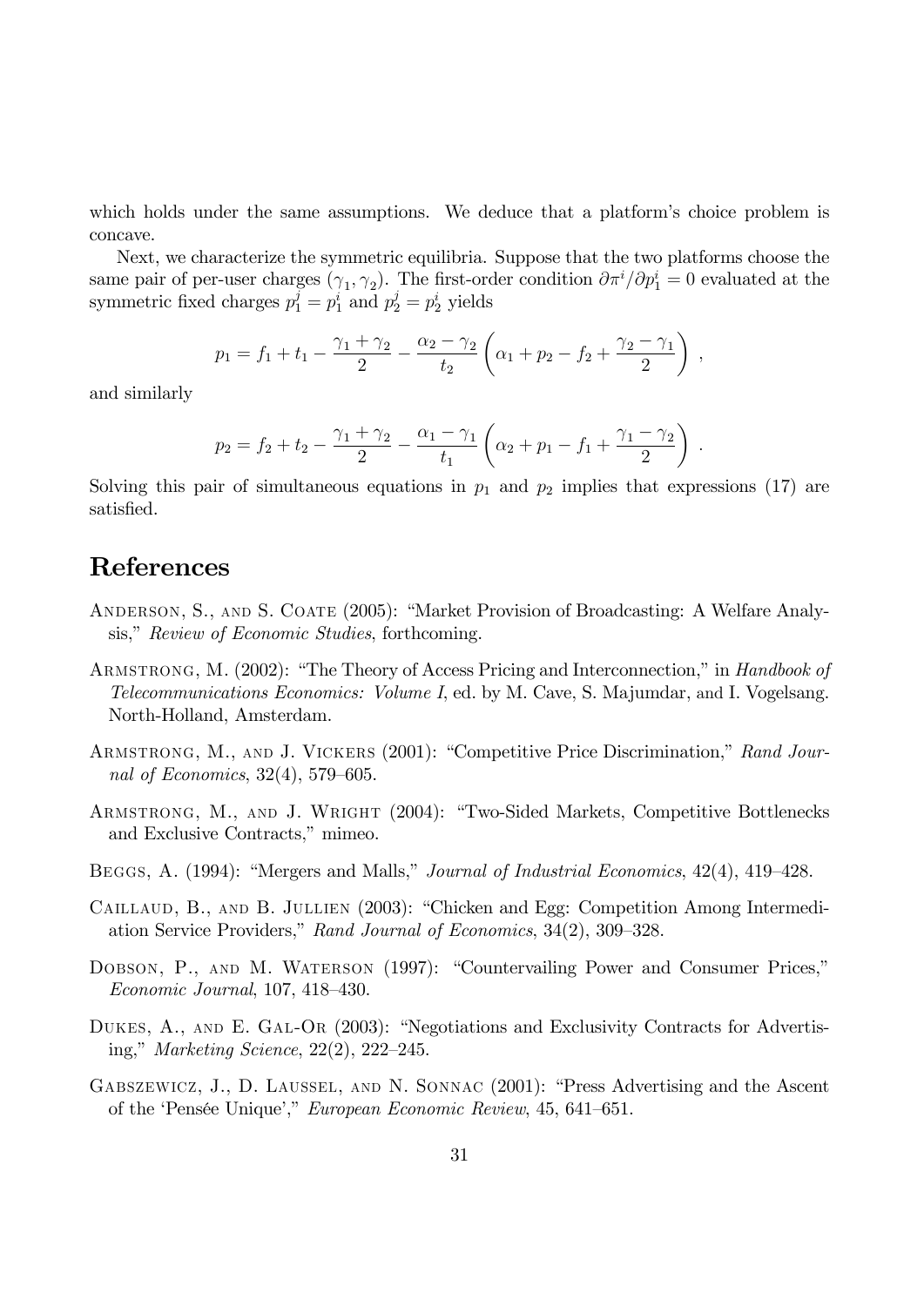which holds under the same assumptions. We deduce that a platform's choice problem is concave.

Next, we characterize the symmetric equilibria. Suppose that the two platforms choose the same pair of per-user charges $(\gamma_1, \gamma_2)$. The first-order condition $\partial \pi^i / \partial p_1^i = 0$ evaluated at the symmetric fixed charges $p_1^j = p_1^i$ and $p_2^j = p_2^i$ yields

$$p_1 = f_1 + t_1 - \frac{\gamma_1 + \gamma_2}{2} - \frac{\alpha_2 - \gamma_2}{t_2}\left(\alpha_1 + p_2 - f_2 + \frac{\gamma_2 - \gamma_1}{2}\right) ,$$

and similarly

$$p_2 = f_2 + t_2 - \frac{\gamma_1 + \gamma_2}{2} - \frac{\alpha_1 - \gamma_1}{t_1}\left(\alpha_2 + p_1 - f_1 + \frac{\gamma_1 - \gamma_2}{2}\right) .$$

Solving this pair of simultaneous equations in $p_1$ and $p_2$ implies that expressions (17) are satisfied.

# References

Anderson, S., and S. Coate (2005): "Market Provision of Broadcasting: A Welfare Analysis," *Review of Economic Studies*, forthcoming.

Armstrong, M. (2002): "The Theory of Access Pricing and Interconnection," in *Handbook of Telecommunications Economics: Volume I*, ed. by M. Cave, S. Majumdar, and I. Vogelsang. North-Holland, Amsterdam.

Armstrong, M., and J. Vickers (2001): "Competitive Price Discrimination," *Rand Journal of Economics*, 32(4), 579–605.

Armstrong, M., and J. Wright (2004): "Two-Sided Markets, Competitive Bottlenecks and Exclusive Contracts," mimeo.

Beggs, A. (1994): "Mergers and Malls," *Journal of Industrial Economics*, 42(4), 419–428.

Caillaud, B., and B. Jullien (2003): "Chicken and Egg: Competition Among Intermediation Service Providers," *Rand Journal of Economics*, 34(2), 309–328.

Dobson, P., and M. Waterson (1997): "Countervailing Power and Consumer Prices," *Economic Journal*, 107, 418–430.

Dukes, A., and E. Gal-Or (2003): "Negotiations and Exclusivity Contracts for Advertising," *Marketing Science*, 22(2), 222–245.

Gabszewicz, J., D. Laussel, and N. Sonnac (2001): "Press Advertising and the Ascent of the 'Pensée Unique'," *European Economic Review*, 45, 641–651.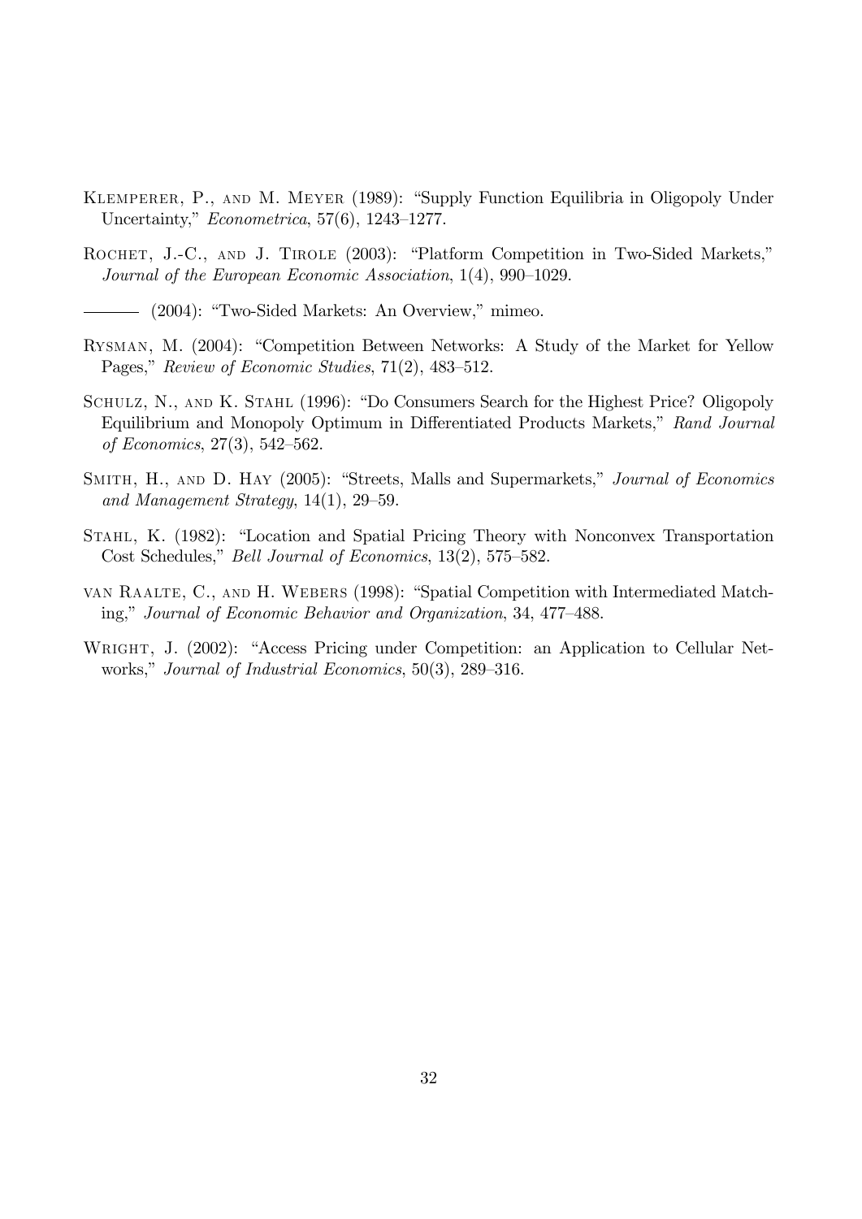Klemperer, P., and M. Meyer (1989): "Supply Function Equilibria in Oligopoly Under Uncertainty," *Econometrica*, 57(6), 1243–1277.

Rochet, J.-C., and J. Tirole (2003): "Platform Competition in Two-Sided Markets," *Journal of the European Economic Association*, 1(4), 990–1029.

——— (2004): "Two-Sided Markets: An Overview," mimeo.

Rysman, M. (2004): "Competition Between Networks: A Study of the Market for Yellow Pages," *Review of Economic Studies*, 71(2), 483–512.

Schulz, N., and K. Stahl (1996): "Do Consumers Search for the Highest Price? Oligopoly Equilibrium and Monopoly Optimum in Differentiated Products Markets," *Rand Journal of Economics*, 27(3), 542–562.

Smith, H., and D. Hay (2005): "Streets, Malls and Supermarkets," *Journal of Economics and Management Strategy*, 14(1), 29–59.

Stahl, K. (1982): "Location and Spatial Pricing Theory with Nonconvex Transportation Cost Schedules," *Bell Journal of Economics*, 13(2), 575–582.

van Raalte, C., and H. Webers (1998): "Spatial Competition with Intermediated Matching," *Journal of Economic Behavior and Organization*, 34, 477–488.

Wright, J. (2002): "Access Pricing under Competition: an Application to Cellular Networks," *Journal of Industrial Economics*, 50(3), 289–316.